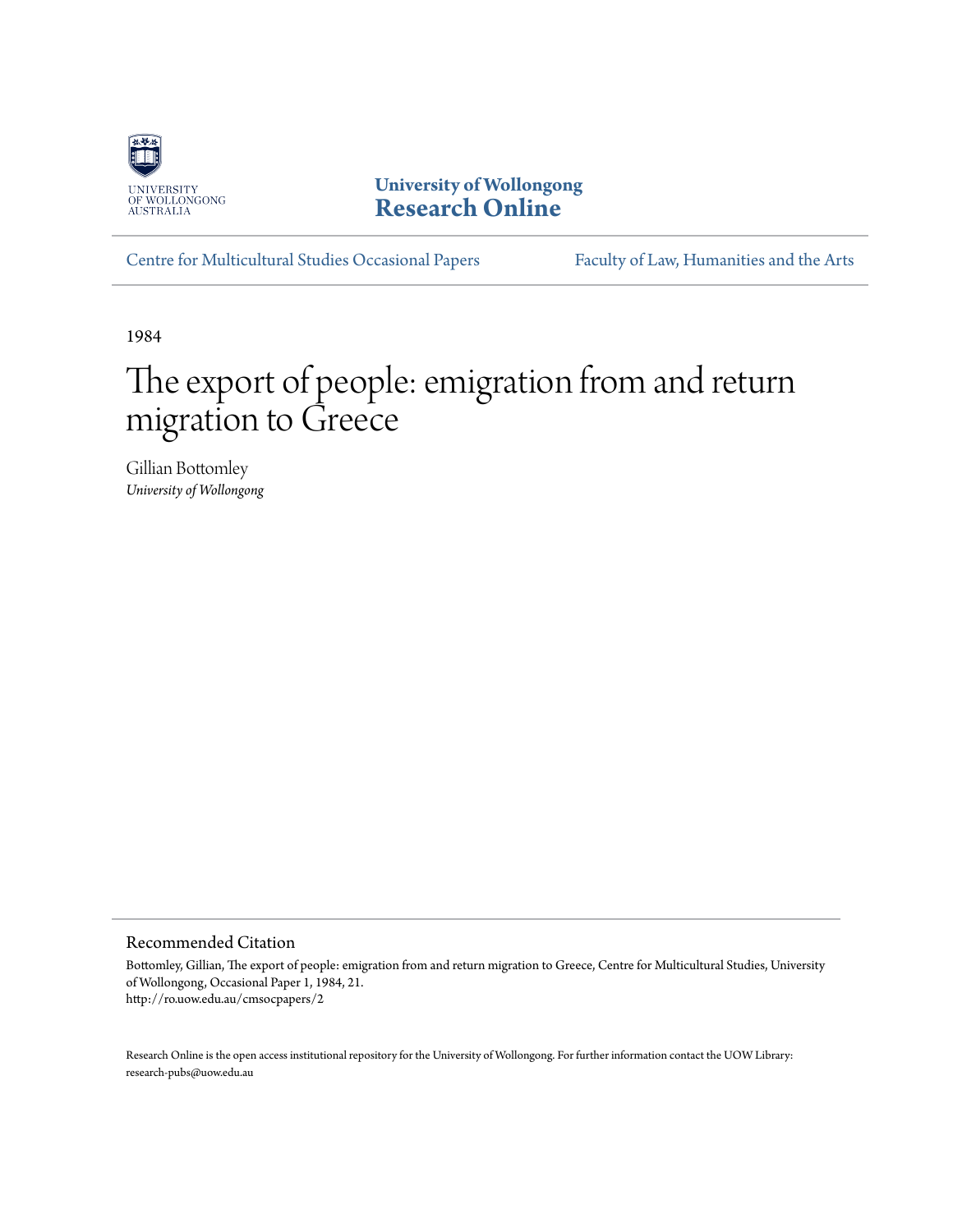University of Wollongong
**Research Online**

Centre for Multicultural Studies Occasional Papers | Faculty of Law, Humanities and the Arts

1984

# The export of people: emigration from and return migration to Greece

Gillian Bottomley
*University of Wollongong*

## Recommended Citation

Bottomley, Gillian, The export of people: emigration from and return migration to Greece, Centre for Multicultural Studies, University of Wollongong, Occasional Paper 1, 1984, 21.
http://ro.uow.edu.au/cmsocpapers/2

Research Online is the open access institutional repository for the University of Wollongong. For further information contact the UOW Library: research-pubs@uow.edu.au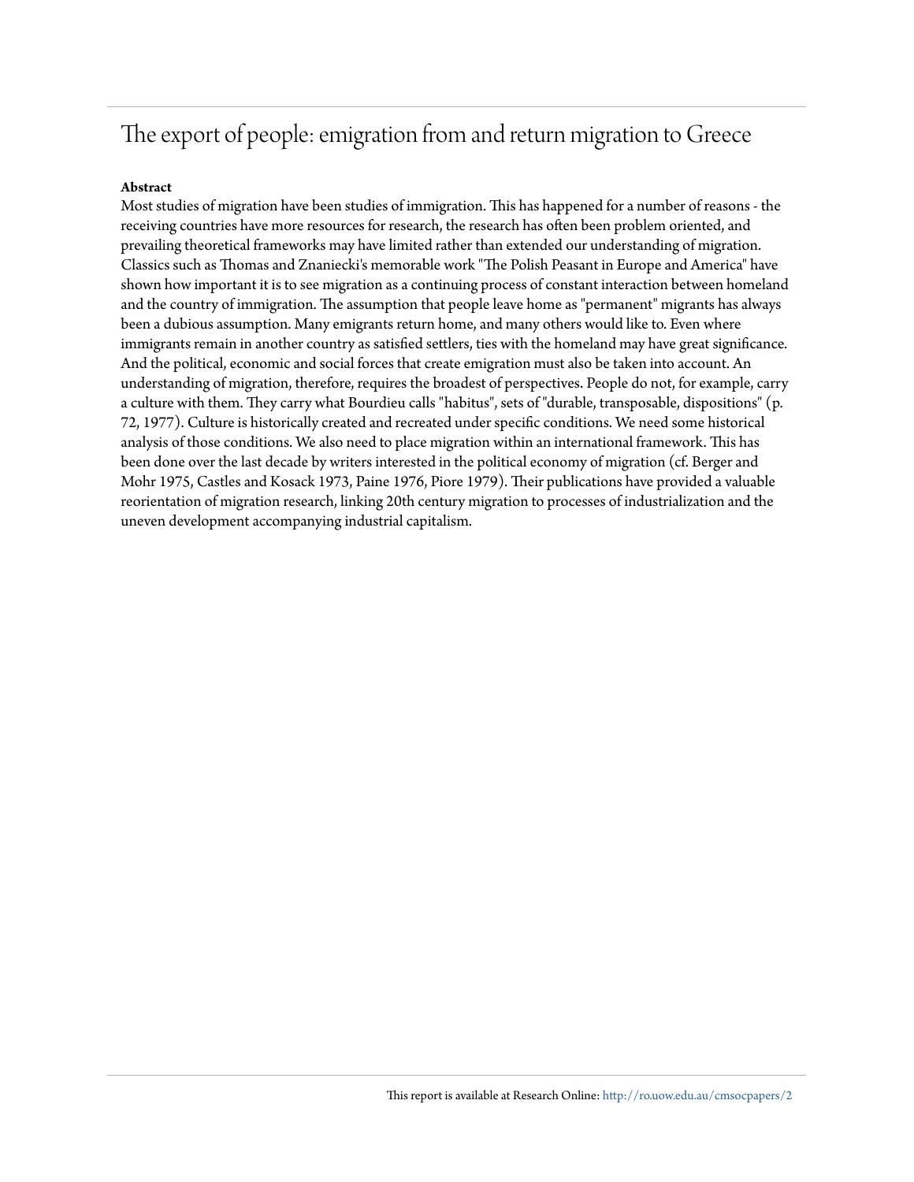# The export of people: emigration from and return migration to Greece

**Abstract**

Most studies of migration have been studies of immigration. This has happened for a number of reasons - the receiving countries have more resources for research, the research has often been problem oriented, and prevailing theoretical frameworks may have limited rather than extended our understanding of migration. Classics such as Thomas and Znaniecki's memorable work "The Polish Peasant in Europe and America" have shown how important it is to see migration as a continuing process of constant interaction between homeland and the country of immigration. The assumption that people leave home as "permanent" migrants has always been a dubious assumption. Many emigrants return home, and many others would like to. Even where immigrants remain in another country as satisfied settlers, ties with the homeland may have great significance. And the political, economic and social forces that create emigration must also be taken into account. An understanding of migration, therefore, requires the broadest of perspectives. People do not, for example, carry a culture with them. They carry what Bourdieu calls "habitus", sets of "durable, transposable, dispositions" (p. 72, 1977). Culture is historically created and recreated under specific conditions. We need some historical analysis of those conditions. We also need to place migration within an international framework. This has been done over the last decade by writers interested in the political economy of migration (cf. Berger and Mohr 1975, Castles and Kosack 1973, Paine 1976, Piore 1979). Their publications have provided a valuable reorientation of migration research, linking 20th century migration to processes of industrialization and the uneven development accompanying industrial capitalism.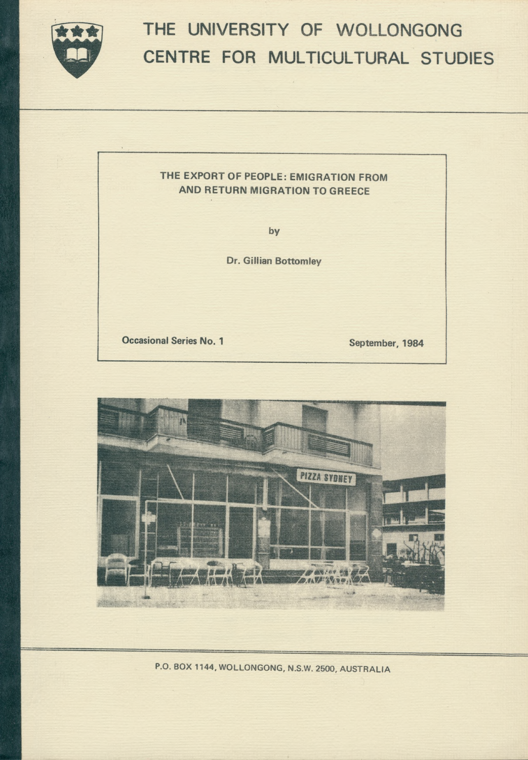# THE UNIVERSITY OF WOLLONGONG CENTRE FOR MULTICULTURAL STUDIES

**THE EXPORT OF PEOPLE: EMIGRATION FROM AND RETURN MIGRATION TO GREECE**

by

**Dr. Gillian Bottomley**

**Occasional Series No. 1**

**September, 1984**

**P.O. BOX 1144, WOLLONGONG, N.S.W. 2500, AUSTRALIA**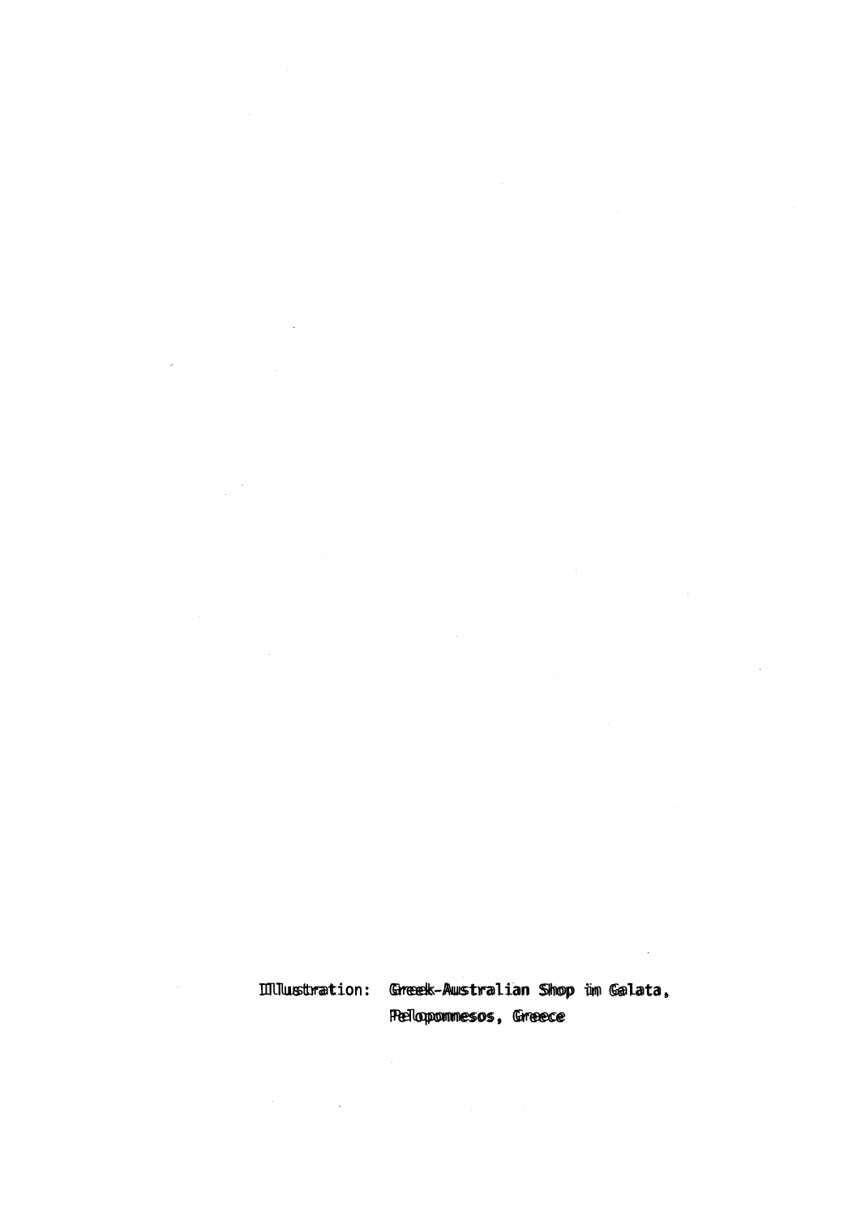Illustration: Greek-Australian Shop in Galata, Peloponnesos, Greece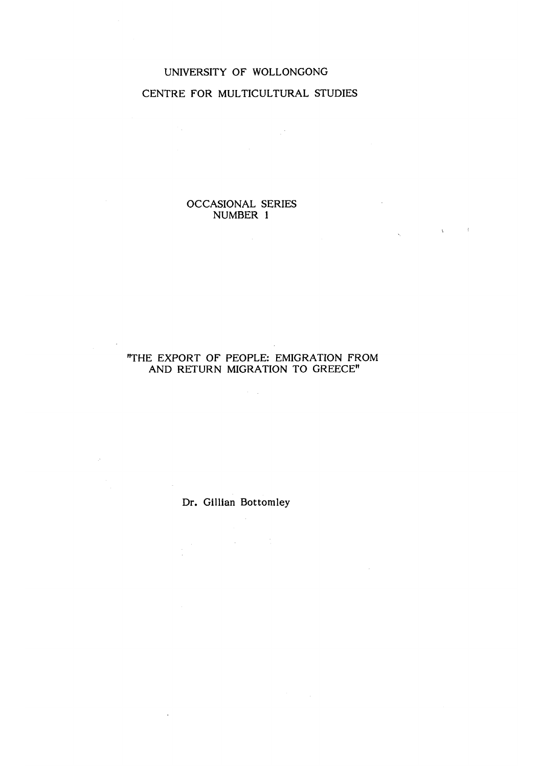UNIVERSITY OF WOLLONGONG

CENTRE FOR MULTICULTURAL STUDIES

OCCASIONAL SERIES
NUMBER 1

# "THE EXPORT OF PEOPLE: EMIGRATION FROM AND RETURN MIGRATION TO GREECE"

Dr. Gillian Bottomley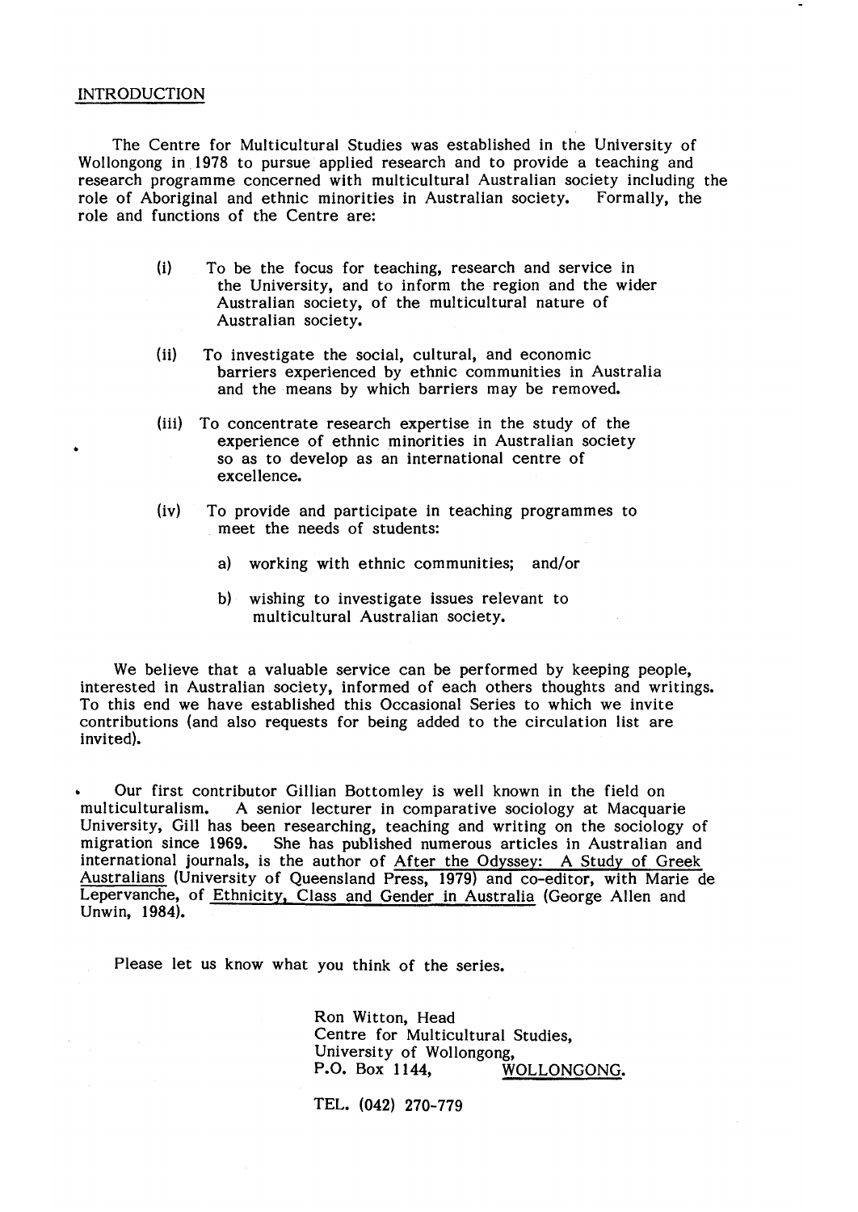## INTRODUCTION

The Centre for Multicultural Studies was established in the University of Wollongong in 1978 to pursue applied research and to provide a teaching and research programme concerned with multicultural Australian society including the role of Aboriginal and ethnic minorities in Australian society. Formally, the role and functions of the Centre are:

(i) To be the focus for teaching, research and service in the University, and to inform the region and the wider Australian society, of the multicultural nature of Australian society.

(ii) To investigate the social, cultural, and economic barriers experienced by ethnic communities in Australia and the means by which barriers may be removed.

(iii) To concentrate research expertise in the study of the experience of ethnic minorities in Australian society so as to develop as an international centre of excellence.

(iv) To provide and participate in teaching programmes to meet the needs of students:

  a) working with ethnic communities; and/or

  b) wishing to investigate issues relevant to multicultural Australian society.

We believe that a valuable service can be performed by keeping people, interested in Australian society, informed of each others thoughts and writings. To this end we have established this Occasional Series to which we invite contributions (and also requests for being added to the circulation list are invited).

Our first contributor Gillian Bottomley is well known in the field on multiculturalism. A senior lecturer in comparative sociology at Macquarie University, Gill has been researching, teaching and writing on the sociology of migration since 1969. She has published numerous articles in Australian and international journals, is the author of <u>After the Odyssey: A Study of Greek Australians</u> (University of Queensland Press, 1979) and co-editor, with Marie de Lepervanche, of <u>Ethnicity, Class and Gender in Australia</u> (George Allen and Unwin, 1984).

Please let us know what you think of the series.

Ron Witton, Head  
Centre for Multicultural Studies,  
University of Wollongong,  
P.O. Box 1144, WOLLONGONG.

TEL. (042) 270-779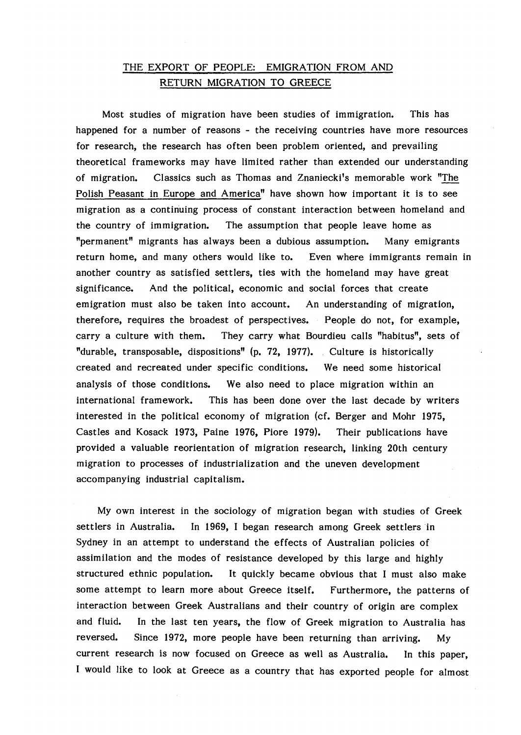## THE EXPORT OF PEOPLE: EMIGRATION FROM AND RETURN MIGRATION TO GREECE

Most studies of migration have been studies of immigration. This has happened for a number of reasons - the receiving countries have more resources for research, the research has often been problem oriented, and prevailing theoretical frameworks may have limited rather than extended our understanding of migration. Classics such as Thomas and Znaniecki's memorable work "The Polish Peasant in Europe and America" have shown how important it is to see migration as a continuing process of constant interaction between homeland and the country of immigration. The assumption that people leave home as "permanent" migrants has always been a dubious assumption. Many emigrants return home, and many others would like to. Even where immigrants remain in another country as satisfied settlers, ties with the homeland may have great significance. And the political, economic and social forces that create emigration must also be taken into account. An understanding of migration, therefore, requires the broadest of perspectives. People do not, for example, carry a culture with them. They carry what Bourdieu calls "habitus", sets of "durable, transposable, dispositions" (p. 72, 1977). Culture is historically created and recreated under specific conditions. We need some historical analysis of those conditions. We also need to place migration within an international framework. This has been done over the last decade by writers interested in the political economy of migration (cf. Berger and Mohr 1975, Castles and Kosack 1973, Paine 1976, Piore 1979). Their publications have provided a valuable reorientation of migration research, linking 20th century migration to processes of industrialization and the uneven development accompanying industrial capitalism.

My own interest in the sociology of migration began with studies of Greek settlers in Australia. In 1969, I began research among Greek settlers in Sydney in an attempt to understand the effects of Australian policies of assimilation and the modes of resistance developed by this large and highly structured ethnic population. It quickly became obvious that I must also make some attempt to learn more about Greece itself. Furthermore, the patterns of interaction between Greek Australians and their country of origin are complex and fluid. In the last ten years, the flow of Greek migration to Australia has reversed. Since 1972, more people have been returning than arriving. My current research is now focused on Greece as well as Australia. In this paper, I would like to look at Greece as a country that has exported people for almost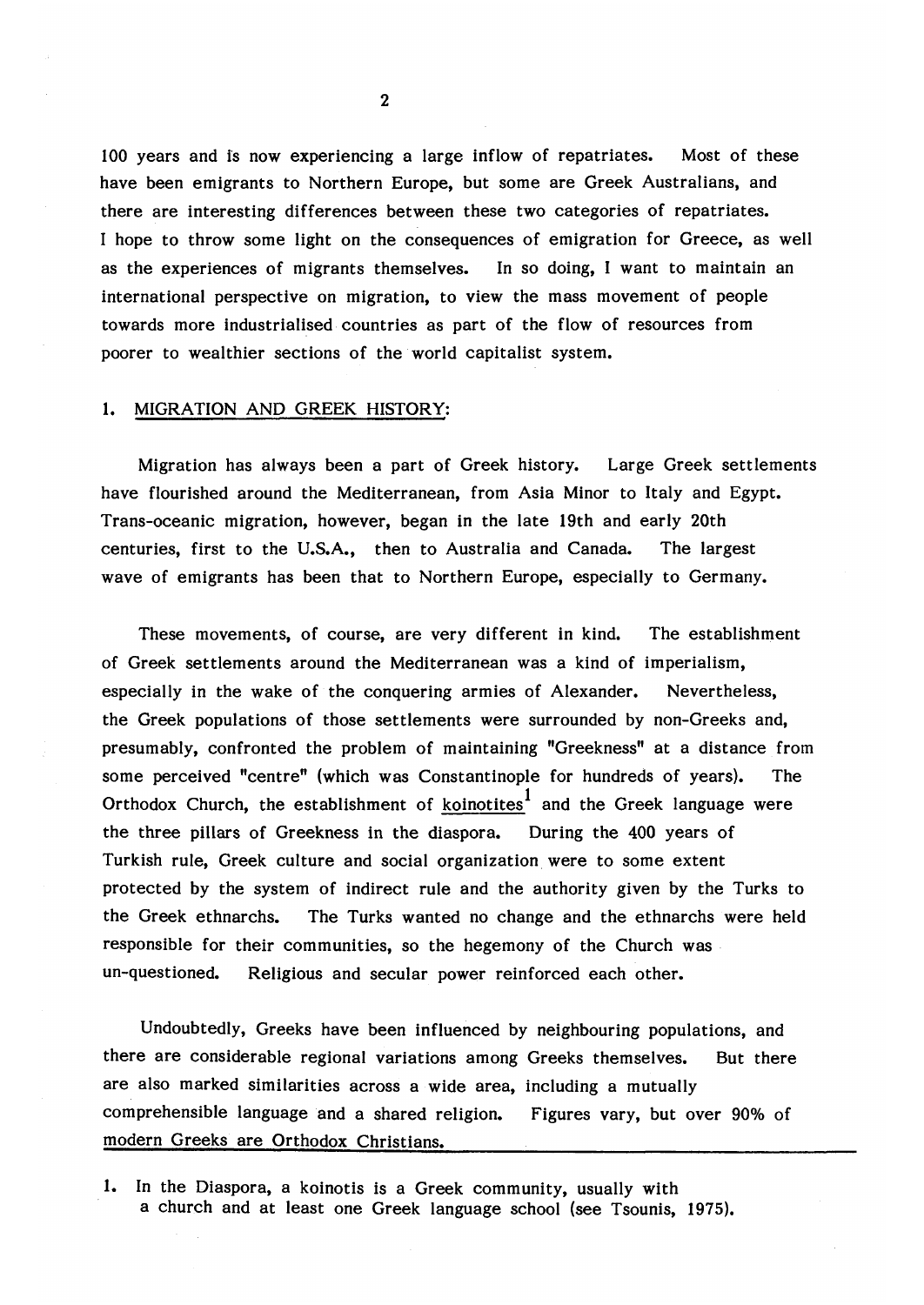100 years and is now experiencing a large inflow of repatriates. Most of these have been emigrants to Northern Europe, but some are Greek Australians, and there are interesting differences between these two categories of repatriates. I hope to throw some light on the consequences of emigration for Greece, as well as the experiences of migrants themselves. In so doing, I want to maintain an international perspective on migration, to view the mass movement of people towards more industrialised countries as part of the flow of resources from poorer to wealthier sections of the world capitalist system.

## 1. MIGRATION AND GREEK HISTORY:

Migration has always been a part of Greek history. Large Greek settlements have flourished around the Mediterranean, from Asia Minor to Italy and Egypt. Trans-oceanic migration, however, began in the late 19th and early 20th centuries, first to the U.S.A., then to Australia and Canada. The largest wave of emigrants has been that to Northern Europe, especially to Germany.

These movements, of course, are very different in kind. The establishment of Greek settlements around the Mediterranean was a kind of imperialism, especially in the wake of the conquering armies of Alexander. Nevertheless, the Greek populations of those settlements were surrounded by non-Greeks and, presumably, confronted the problem of maintaining "Greekness" at a distance from some perceived "centre" (which was Constantinople for hundreds of years). The Orthodox Church, the establishment of koinotites[1] and the Greek language were the three pillars of Greekness in the diaspora. During the 400 years of Turkish rule, Greek culture and social organization were to some extent protected by the system of indirect rule and the authority given by the Turks to the Greek ethnarchs. The Turks wanted no change and the ethnarchs were held responsible for their communities, so the hegemony of the Church was un-questioned. Religious and secular power reinforced each other.

Undoubtedly, Greeks have been influenced by neighbouring populations, and there are considerable regional variations among Greeks themselves. But there are also marked similarities across a wide area, including a mutually comprehensible language and a shared religion. Figures vary, but over 90% of modern Greeks are Orthodox Christians.

---

1. In the Diaspora, a koinotis is a Greek community, usually with a church and at least one Greek language school (see Tsounis, 1975).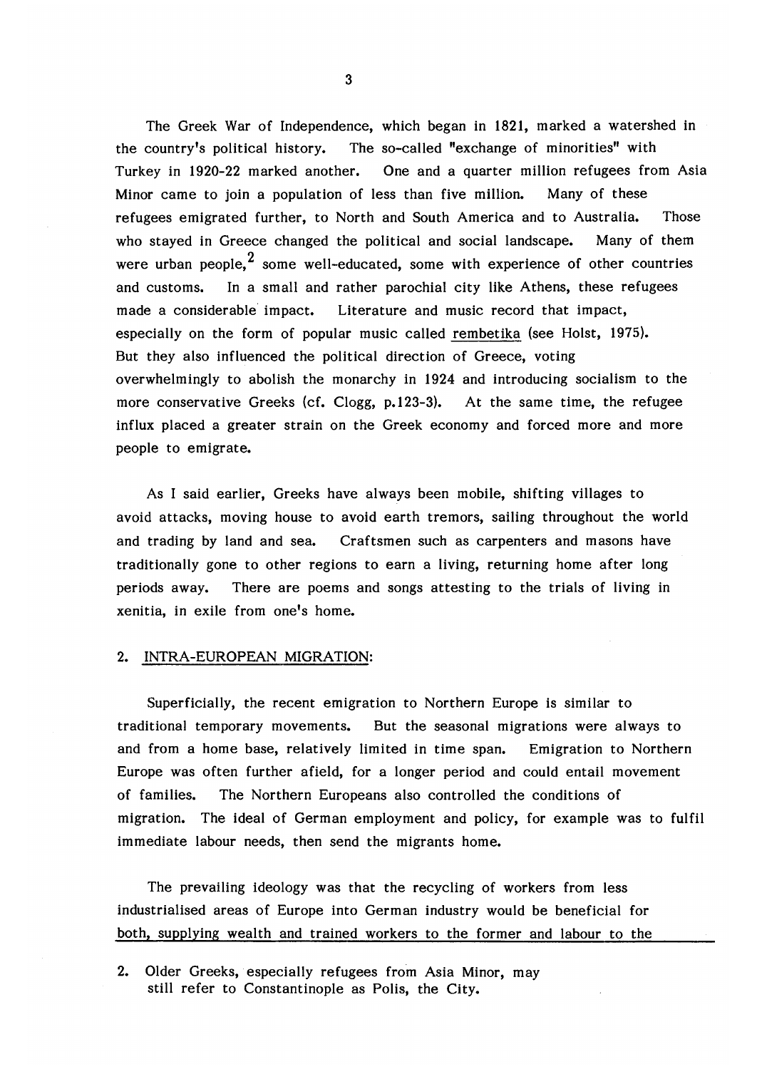The Greek War of Independence, which began in 1821, marked a watershed in the country's political history. The so-called "exchange of minorities" with Turkey in 1920-22 marked another. One and a quarter million refugees from Asia Minor came to join a population of less than five million. Many of these refugees emigrated further, to North and South America and to Australia. Those who stayed in Greece changed the political and social landscape. Many of them were urban people,[2] some well-educated, some with experience of other countries and customs. In a small and rather parochial city like Athens, these refugees made a considerable impact. Literature and music record that impact, especially on the form of popular music called <u>rembetika</u> (see Holst, 1975). But they also influenced the political direction of Greece, voting overwhelmingly to abolish the monarchy in 1924 and introducing socialism to the more conservative Greeks (cf. Clogg, p.123-3). At the same time, the refugee influx placed a greater strain on the Greek economy and forced more and more people to emigrate.

As I said earlier, Greeks have always been mobile, shifting villages to avoid attacks, moving house to avoid earth tremors, sailing throughout the world and trading by land and sea. Craftsmen such as carpenters and masons have traditionally gone to other regions to earn a living, returning home after long periods away. There are poems and songs attesting to the trials of living in xenitia, in exile from one's home.

## 2. INTRA-EUROPEAN MIGRATION:

Superficially, the recent emigration to Northern Europe is similar to traditional temporary movements. But the seasonal migrations were always to and from a home base, relatively limited in time span. Emigration to Northern Europe was often further afield, for a longer period and could entail movement of families. The Northern Europeans also controlled the conditions of migration. The ideal of German employment and policy, for example was to fulfil immediate labour needs, then send the migrants home.

The prevailing ideology was that the recycling of workers from less industrialised areas of Europe into German industry would be beneficial for both, supplying wealth and trained workers to the former and labour to the

2. Older Greeks, especially refugees from Asia Minor, may still refer to Constantinople as Polis, the City.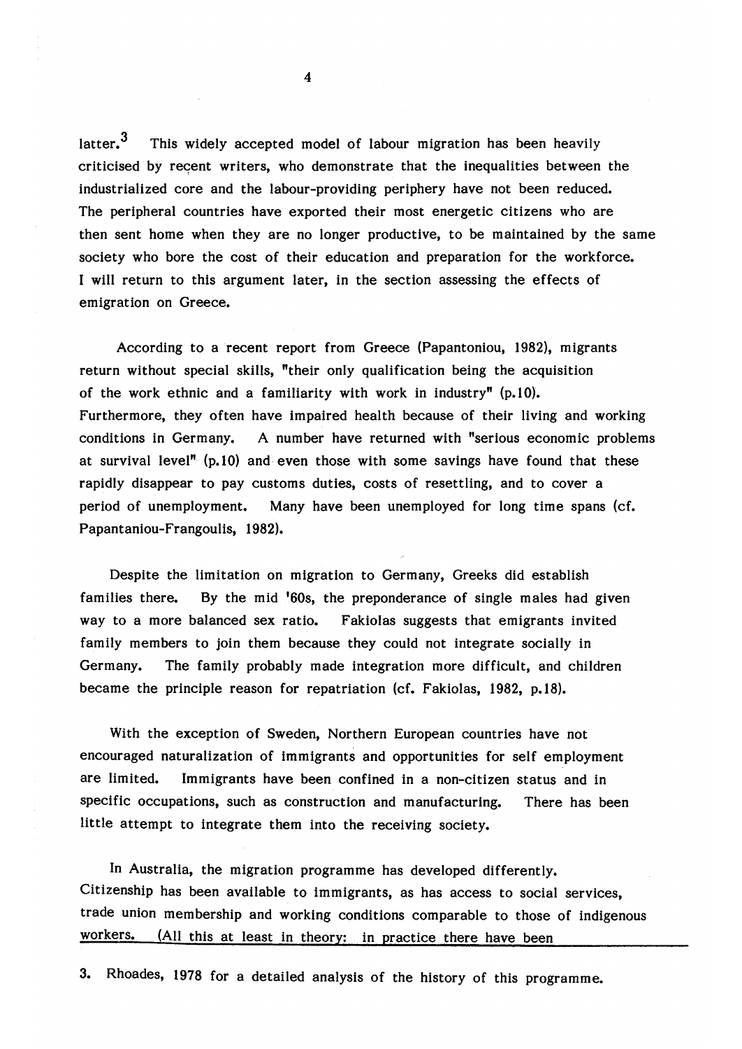latter.[3] This widely accepted model of labour migration has been heavily criticised by recent writers, who demonstrate that the inequalities between the industrialized core and the labour-providing periphery have not been reduced. The peripheral countries have exported their most energetic citizens who are then sent home when they are no longer productive, to be maintained by the same society who bore the cost of their education and preparation for the workforce. I will return to this argument later, in the section assessing the effects of emigration on Greece.

According to a recent report from Greece (Papantoniou, 1982), migrants return without special skills, "their only qualification being the acquisition of the work ethnic and a familiarity with work in industry" (p.10). Furthermore, they often have impaired health because of their living and working conditions in Germany. A number have returned with "serious economic problems at survival level" (p.10) and even those with some savings have found that these rapidly disappear to pay customs duties, costs of resettling, and to cover a period of unemployment. Many have been unemployed for long time spans (cf. Papantaniou-Frangoulis, 1982).

Despite the limitation on migration to Germany, Greeks did establish families there. By the mid '60s, the preponderance of single males had given way to a more balanced sex ratio. Fakiolas suggests that emigrants invited family members to join them because they could not integrate socially in Germany. The family probably made integration more difficult, and children became the principle reason for repatriation (cf. Fakiolas, 1982, p.18).

With the exception of Sweden, Northern European countries have not encouraged naturalization of immigrants and opportunities for self employment are limited. Immigrants have been confined in a non-citizen status and in specific occupations, such as construction and manufacturing. There has been little attempt to integrate them into the receiving society.

In Australia, the migration programme has developed differently. Citizenship has been available to immigrants, as has access to social services, trade union membership and working conditions comparable to those of indigenous workers. (All this at least in theory: in practice there have been

---

3. Rhoades, 1978 for a detailed analysis of the history of this programme.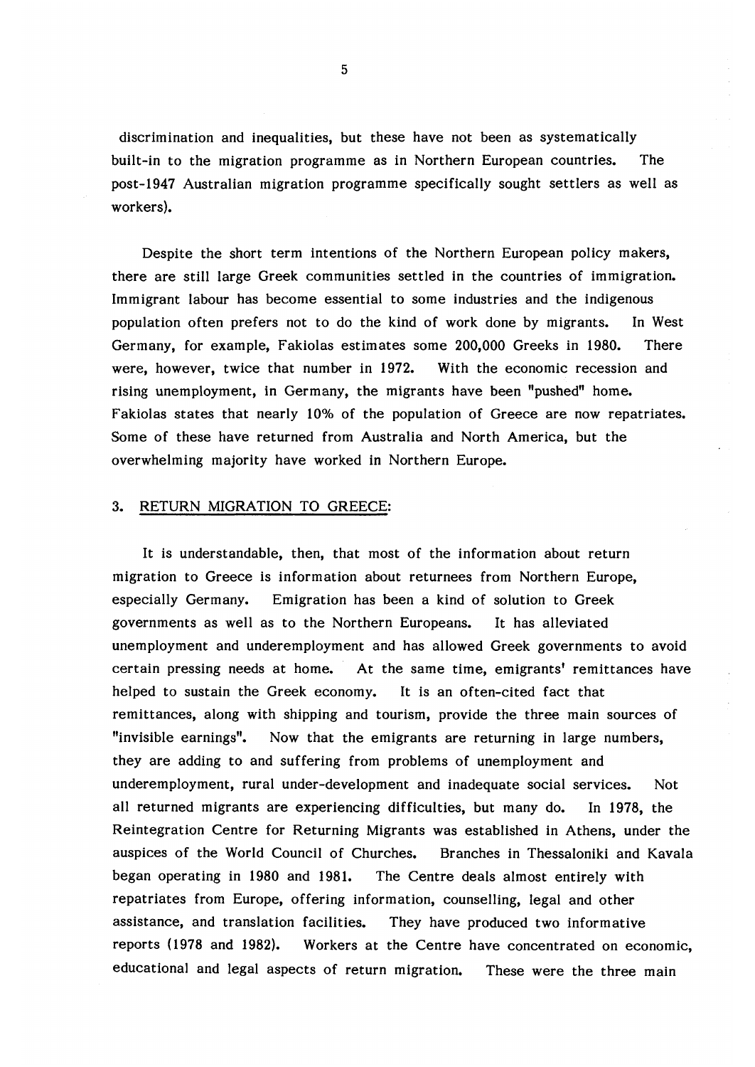discrimination and inequalities, but these have not been as systematically built-in to the migration programme as in Northern European countries. The post-1947 Australian migration programme specifically sought settlers as well as workers).

Despite the short term intentions of the Northern European policy makers, there are still large Greek communities settled in the countries of immigration. Immigrant labour has become essential to some industries and the indigenous population often prefers not to do the kind of work done by migrants. In West Germany, for example, Fakiolas estimates some 200,000 Greeks in 1980. There were, however, twice that number in 1972. With the economic recession and rising unemployment, in Germany, the migrants have been "pushed" home. Fakiolas states that nearly 10% of the population of Greece are now repatriates. Some of these have returned from Australia and North America, but the overwhelming majority have worked in Northern Europe.

## 3. RETURN MIGRATION TO GREECE:

It is understandable, then, that most of the information about return migration to Greece is information about returnees from Northern Europe, especially Germany. Emigration has been a kind of solution to Greek governments as well as to the Northern Europeans. It has alleviated unemployment and underemployment and has allowed Greek governments to avoid certain pressing needs at home. At the same time, emigrants' remittances have helped to sustain the Greek economy. It is an often-cited fact that remittances, along with shipping and tourism, provide the three main sources of "invisible earnings". Now that the emigrants are returning in large numbers, they are adding to and suffering from problems of unemployment and underemployment, rural under-development and inadequate social services. Not all returned migrants are experiencing difficulties, but many do. In 1978, the Reintegration Centre for Returning Migrants was established in Athens, under the auspices of the World Council of Churches. Branches in Thessaloniki and Kavala began operating in 1980 and 1981. The Centre deals almost entirely with repatriates from Europe, offering information, counselling, legal and other assistance, and translation facilities. They have produced two informative reports (1978 and 1982). Workers at the Centre have concentrated on economic, educational and legal aspects of return migration. These were the three main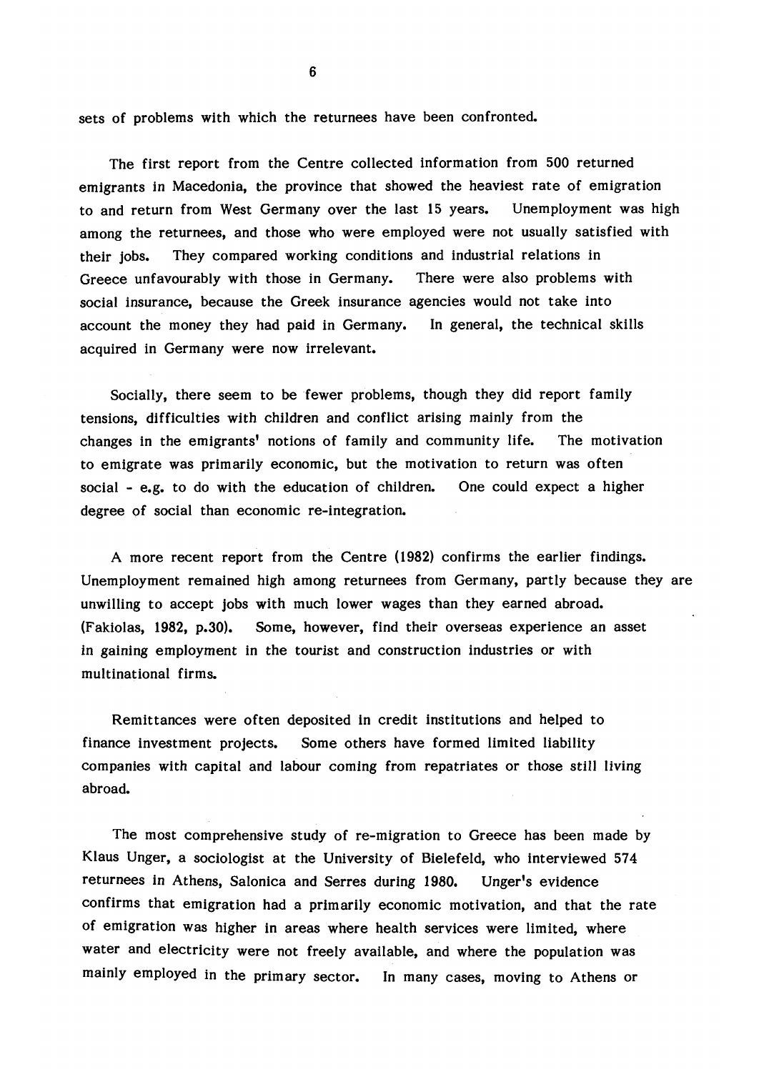sets of problems with which the returnees have been confronted.

The first report from the Centre collected information from 500 returned emigrants in Macedonia, the province that showed the heaviest rate of emigration to and return from West Germany over the last 15 years. Unemployment was high among the returnees, and those who were employed were not usually satisfied with their jobs. They compared working conditions and industrial relations in Greece unfavourably with those in Germany. There were also problems with social insurance, because the Greek insurance agencies would not take into account the money they had paid in Germany. In general, the technical skills acquired in Germany were now irrelevant.

Socially, there seem to be fewer problems, though they did report family tensions, difficulties with children and conflict arising mainly from the changes in the emigrants' notions of family and community life. The motivation to emigrate was primarily economic, but the motivation to return was often social - e.g. to do with the education of children. One could expect a higher degree of social than economic re-integration.

A more recent report from the Centre (1982) confirms the earlier findings. Unemployment remained high among returnees from Germany, partly because they are unwilling to accept jobs with much lower wages than they earned abroad. (Fakiolas, 1982, p.30). Some, however, find their overseas experience an asset in gaining employment in the tourist and construction industries or with multinational firms.

Remittances were often deposited in credit institutions and helped to finance investment projects. Some others have formed limited liability companies with capital and labour coming from repatriates or those still living abroad.

The most comprehensive study of re-migration to Greece has been made by Klaus Unger, a sociologist at the University of Bielefeld, who interviewed 574 returnees in Athens, Salonica and Serres during 1980. Unger's evidence confirms that emigration had a primarily economic motivation, and that the rate of emigration was higher in areas where health services were limited, where water and electricity were not freely available, and where the population was mainly employed in the primary sector. In many cases, moving to Athens or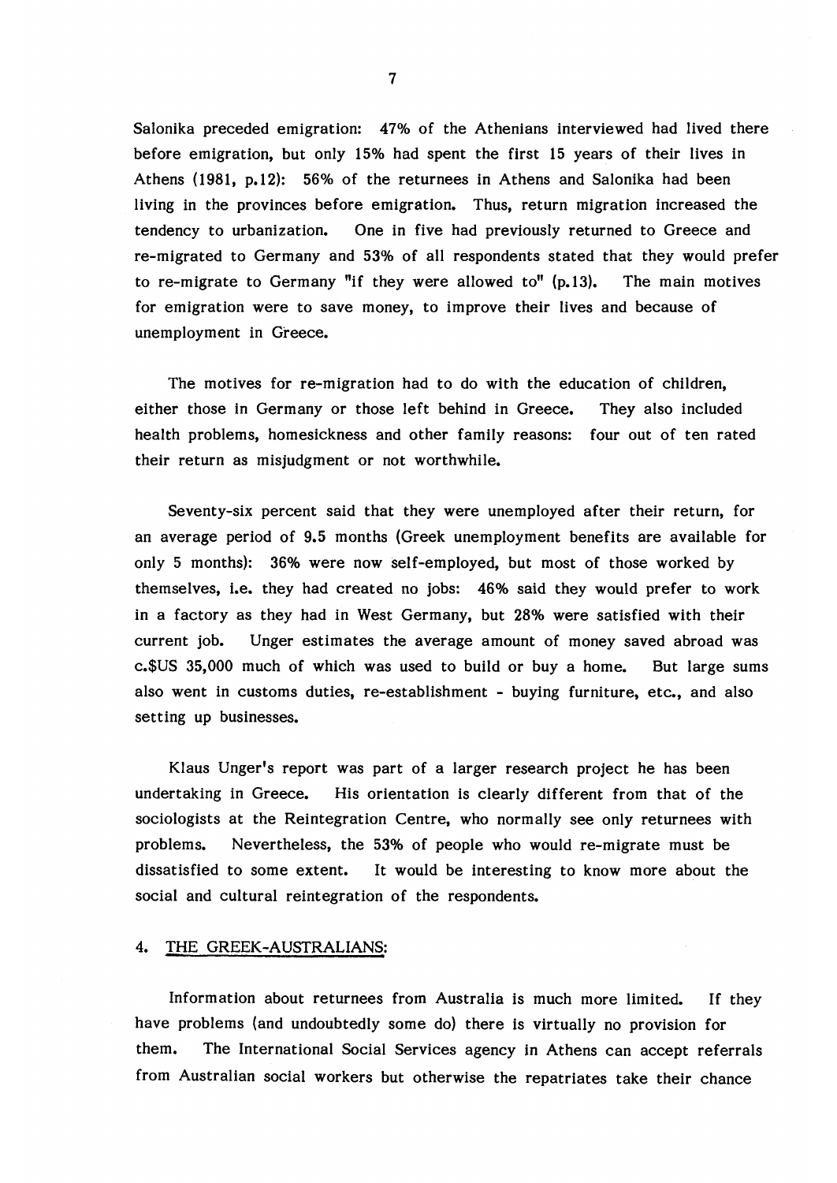Salonika preceded emigration: 47% of the Athenians interviewed had lived there before emigration, but only 15% had spent the first 15 years of their lives in Athens (1981, p.12): 56% of the returnees in Athens and Salonika had been living in the provinces before emigration. Thus, return migration increased the tendency to urbanization. One in five had previously returned to Greece and re-migrated to Germany and 53% of all respondents stated that they would prefer to re-migrate to Germany "if they were allowed to" (p.13). The main motives for emigration were to save money, to improve their lives and because of unemployment in Greece.

The motives for re-migration had to do with the education of children, either those in Germany or those left behind in Greece. They also included health problems, homesickness and other family reasons: four out of ten rated their return as misjudgment or not worthwhile.

Seventy-six percent said that they were unemployed after their return, for an average period of 9.5 months (Greek unemployment benefits are available for only 5 months): 36% were now self-employed, but most of those worked by themselves, i.e. they had created no jobs: 46% said they would prefer to work in a factory as they had in West Germany, but 28% were satisfied with their current job. Unger estimates the average amount of money saved abroad was c.$US 35,000 much of which was used to build or buy a home. But large sums also went in customs duties, re-establishment - buying furniture, etc., and also setting up businesses.

Klaus Unger's report was part of a larger research project he has been undertaking in Greece. His orientation is clearly different from that of the sociologists at the Reintegration Centre, who normally see only returnees with problems. Nevertheless, the 53% of people who would re-migrate must be dissatisfied to some extent. It would be interesting to know more about the social and cultural reintegration of the respondents.

## 4. THE GREEK-AUSTRALIANS:

Information about returnees from Australia is much more limited. If they have problems (and undoubtedly some do) there is virtually no provision for them. The International Social Services agency in Athens can accept referrals from Australian social workers but otherwise the repatriates take their chance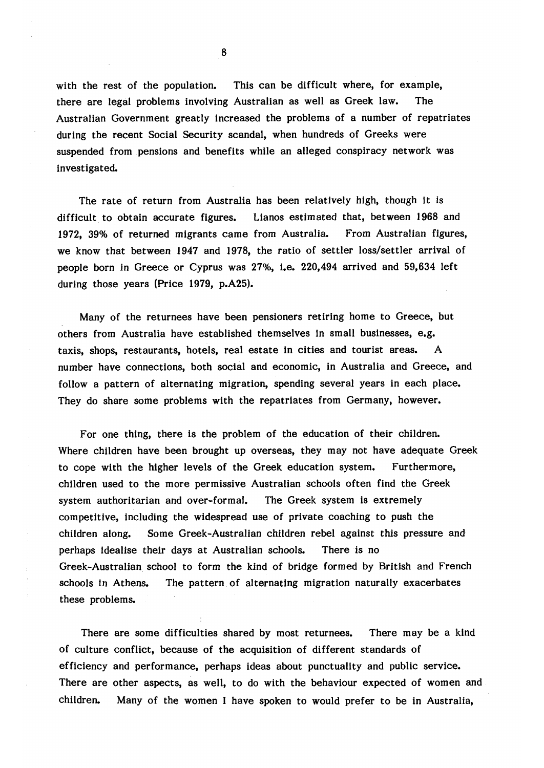with the rest of the population. This can be difficult where, for example, there are legal problems involving Australian as well as Greek law. The Australian Government greatly increased the problems of a number of repatriates during the recent Social Security scandal, when hundreds of Greeks were suspended from pensions and benefits while an alleged conspiracy network was investigated.

The rate of return from Australia has been relatively high, though it is difficult to obtain accurate figures. Lianos estimated that, between 1968 and 1972, 39% of returned migrants came from Australia. From Australian figures, we know that between 1947 and 1978, the ratio of settler loss/settler arrival of people born in Greece or Cyprus was 27%, i.e. 220,494 arrived and 59,634 left during those years (Price 1979, p.A25).

Many of the returnees have been pensioners retiring home to Greece, but others from Australia have established themselves in small businesses, e.g. taxis, shops, restaurants, hotels, real estate in cities and tourist areas. A number have connections, both social and economic, in Australia and Greece, and follow a pattern of alternating migration, spending several years in each place. They do share some problems with the repatriates from Germany, however.

For one thing, there is the problem of the education of their children. Where children have been brought up overseas, they may not have adequate Greek to cope with the higher levels of the Greek education system. Furthermore, children used to the more permissive Australian schools often find the Greek system authoritarian and over-formal. The Greek system is extremely competitive, including the widespread use of private coaching to push the children along. Some Greek-Australian children rebel against this pressure and perhaps idealise their days at Australian schools. There is no Greek-Australian school to form the kind of bridge formed by British and French schools in Athens. The pattern of alternating migration naturally exacerbates these problems.

There are some difficulties shared by most returnees. There may be a kind of culture conflict, because of the acquisition of different standards of efficiency and performance, perhaps ideas about punctuality and public service. There are other aspects, as well, to do with the behaviour expected of women and children. Many of the women I have spoken to would prefer to be in Australia,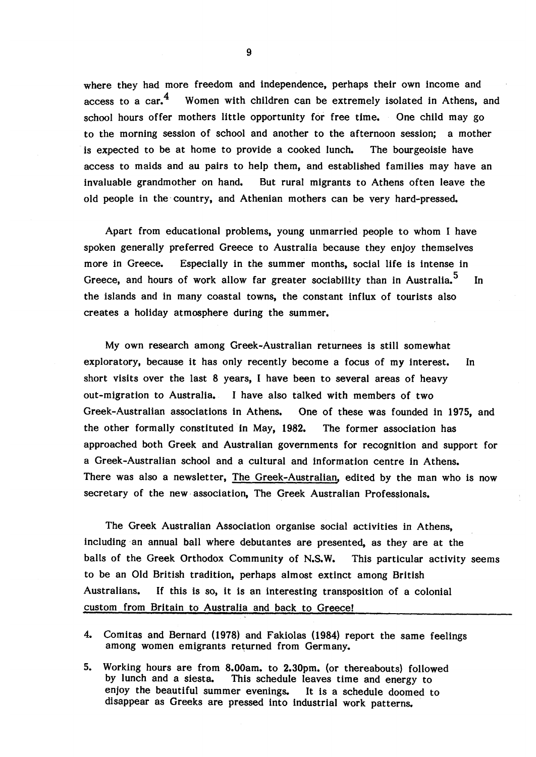where they had more freedom and independence, perhaps their own income and access to a car.[4] Women with children can be extremely isolated in Athens, and school hours offer mothers little opportunity for free time. One child may go to the morning session of school and another to the afternoon session; a mother is expected to be at home to provide a cooked lunch. The bourgeoisie have access to maids and au pairs to help them, and established families may have an invaluable grandmother on hand. But rural migrants to Athens often leave the old people in the country, and Athenian mothers can be very hard-pressed.

Apart from educational problems, young unmarried people to whom I have spoken generally preferred Greece to Australia because they enjoy themselves more in Greece. Especially in the summer months, social life is intense in Greece, and hours of work allow far greater sociability than in Australia.[5] In the islands and in many coastal towns, the constant influx of tourists also creates a holiday atmosphere during the summer.

My own research among Greek-Australian returnees is still somewhat exploratory, because it has only recently become a focus of my interest. In short visits over the last 8 years, I have been to several areas of heavy out-migration to Australia. I have also talked with members of two Greek-Australian associations in Athens. One of these was founded in 1975, and the other formally constituted in May, 1982. The former association has approached both Greek and Australian governments for recognition and support for a Greek-Australian school and a cultural and information centre in Athens. There was also a newsletter, The Greek-Australian, edited by the man who is now secretary of the new association, The Greek Australian Professionals.

The Greek Australian Association organise social activities in Athens, including an annual ball where debutantes are presented, as they are at the balls of the Greek Orthodox Community of N.S.W. This particular activity seems to be an Old British tradition, perhaps almost extinct among British Australians. If this is so, it is an interesting transposition of a colonial custom from Britain to Australia and back to Greece!

---

4. Comitas and Bernard (1978) and Fakiolas (1984) report the same feelings among women emigrants returned from Germany.

5. Working hours are from 8.00am. to 2.30pm. (or thereabouts) followed by lunch and a siesta. This schedule leaves time and energy to enjoy the beautiful summer evenings. It is a schedule doomed to disappear as Greeks are pressed into industrial work patterns.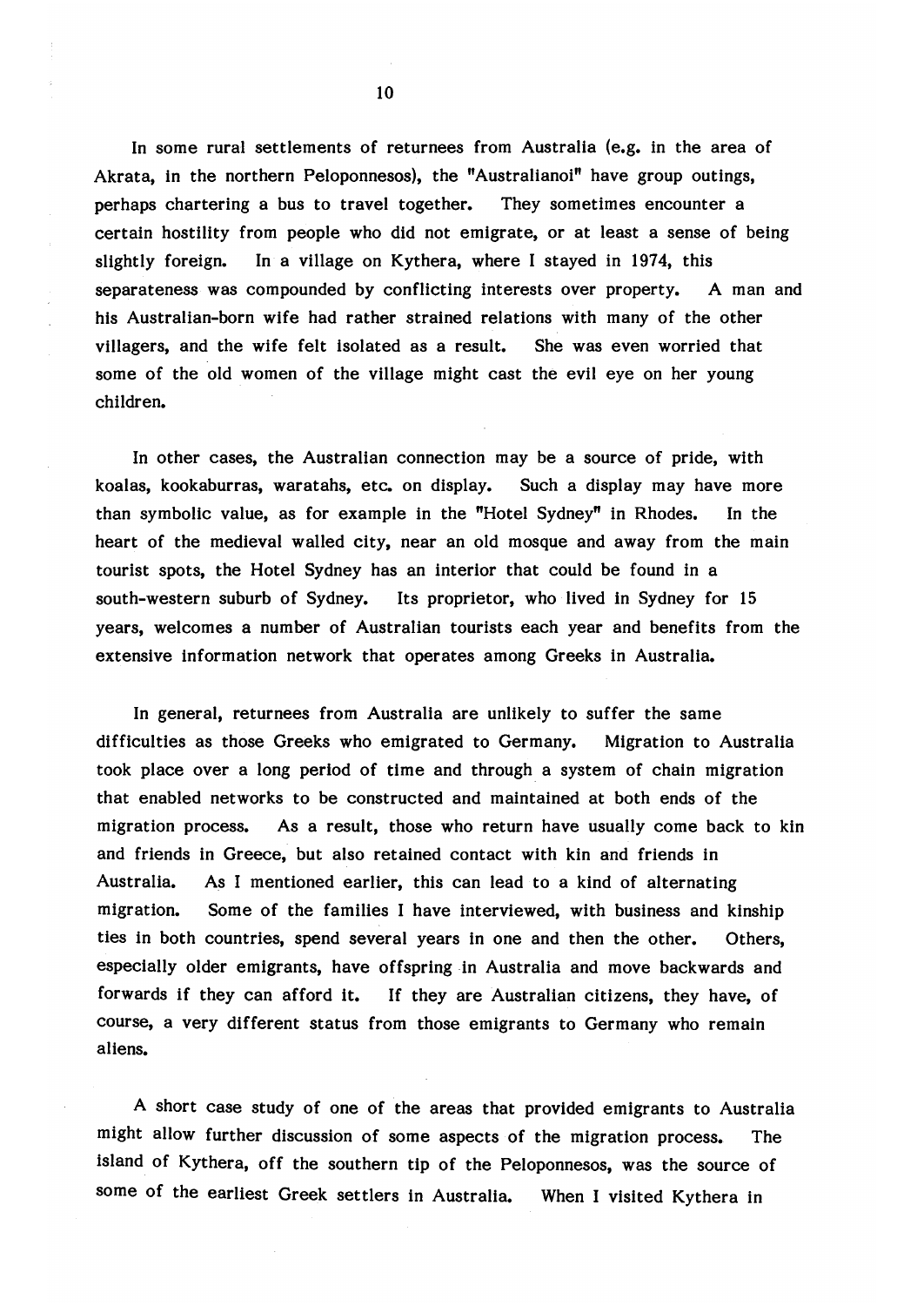In some rural settlements of returnees from Australia (e.g. in the area of Akrata, in the northern Peloponnesos), the "Australianoi" have group outings, perhaps chartering a bus to travel together. They sometimes encounter a certain hostility from people who did not emigrate, or at least a sense of being slightly foreign. In a village on Kythera, where I stayed in 1974, this separateness was compounded by conflicting interests over property. A man and his Australian-born wife had rather strained relations with many of the other villagers, and the wife felt isolated as a result. She was even worried that some of the old women of the village might cast the evil eye on her young children.

In other cases, the Australian connection may be a source of pride, with koalas, kookaburras, waratahs, etc. on display. Such a display may have more than symbolic value, as for example in the "Hotel Sydney" in Rhodes. In the heart of the medieval walled city, near an old mosque and away from the main tourist spots, the Hotel Sydney has an interior that could be found in a south-western suburb of Sydney. Its proprietor, who lived in Sydney for 15 years, welcomes a number of Australian tourists each year and benefits from the extensive information network that operates among Greeks in Australia.

In general, returnees from Australia are unlikely to suffer the same difficulties as those Greeks who emigrated to Germany. Migration to Australia took place over a long period of time and through a system of chain migration that enabled networks to be constructed and maintained at both ends of the migration process. As a result, those who return have usually come back to kin and friends in Greece, but also retained contact with kin and friends in Australia. As I mentioned earlier, this can lead to a kind of alternating migration. Some of the families I have interviewed, with business and kinship ties in both countries, spend several years in one and then the other. Others, especially older emigrants, have offspring in Australia and move backwards and forwards if they can afford it. If they are Australian citizens, they have, of course, a very different status from those emigrants to Germany who remain aliens.

A short case study of one of the areas that provided emigrants to Australia might allow further discussion of some aspects of the migration process. The island of Kythera, off the southern tip of the Peloponnesos, was the source of some of the earliest Greek settlers in Australia. When I visited Kythera in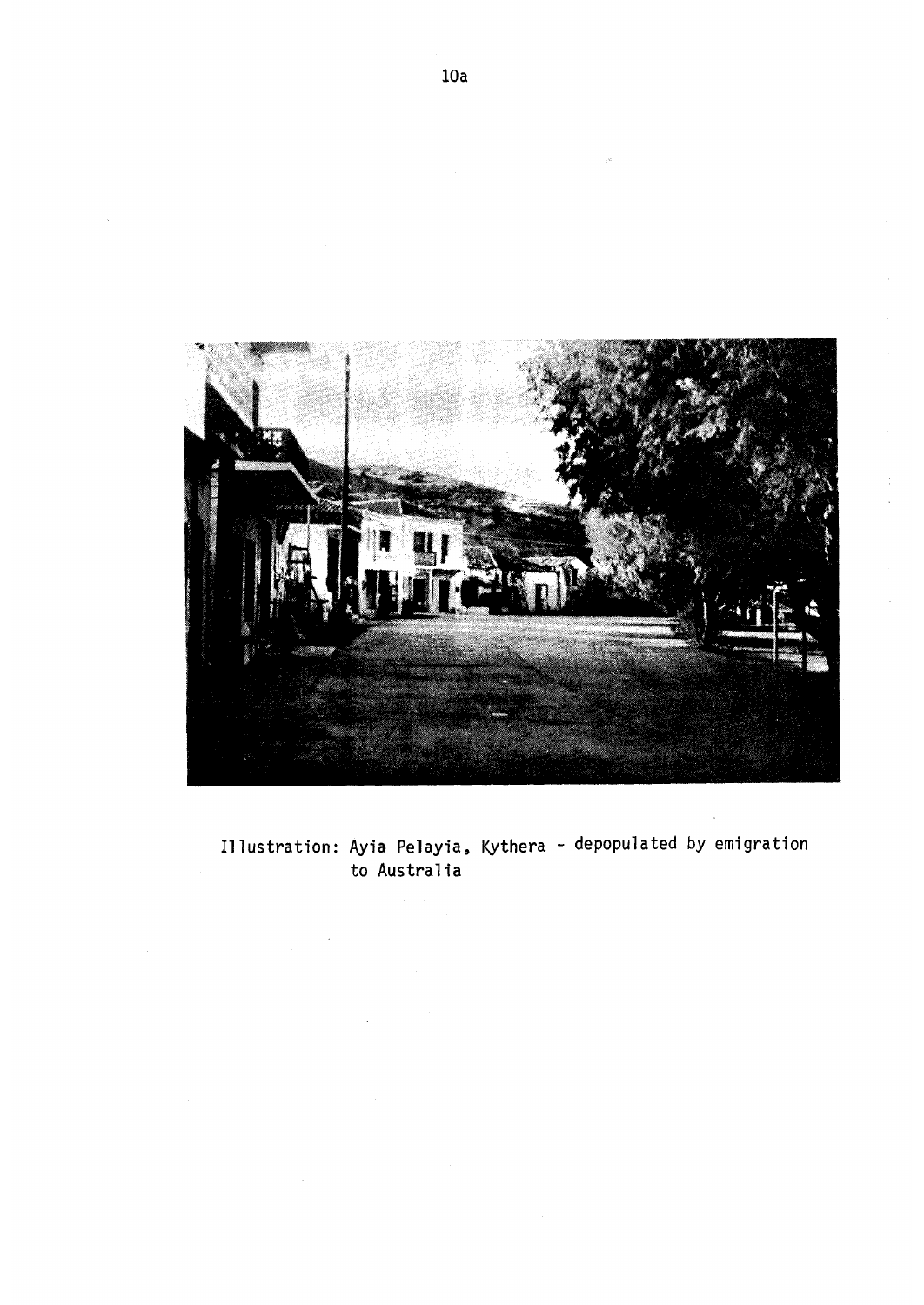Illustration: Ayia Pelayia, Kythera - depopulated by emigration to Australia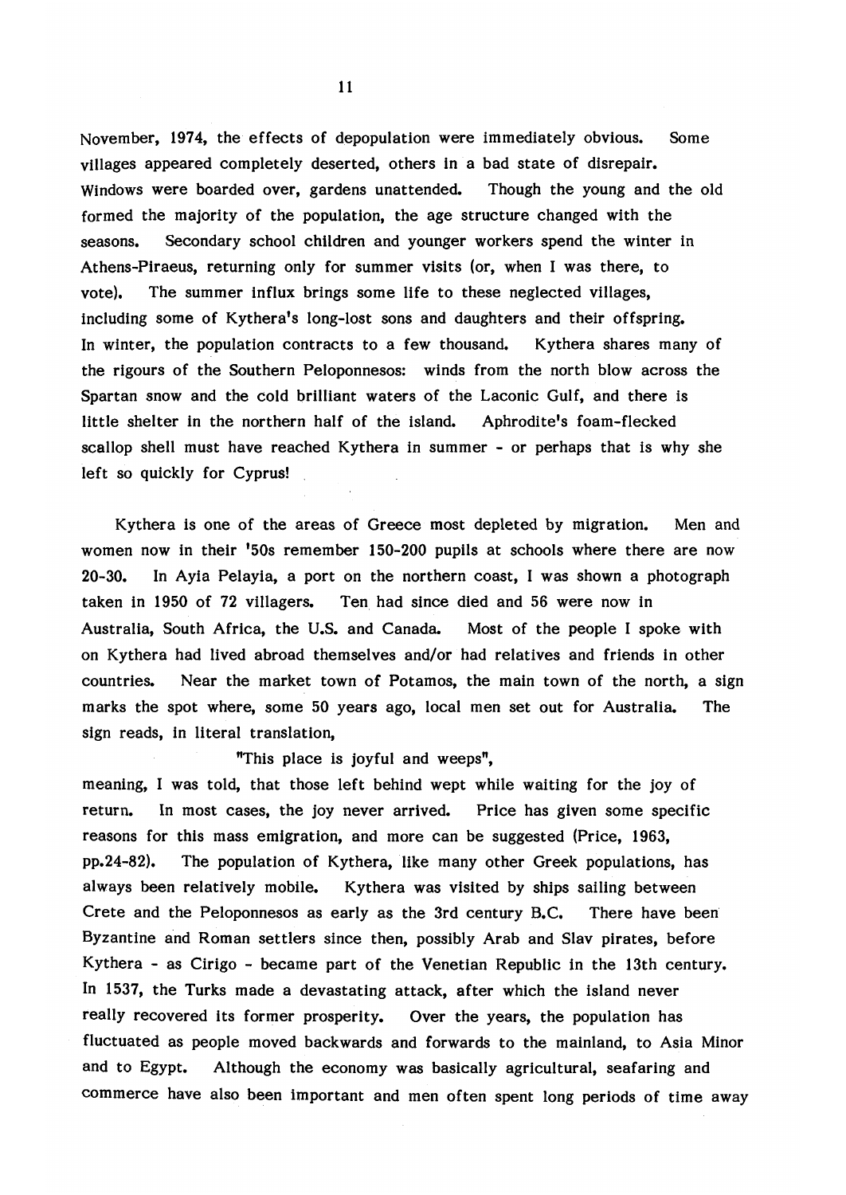November, 1974, the effects of depopulation were immediately obvious. Some villages appeared completely deserted, others in a bad state of disrepair. Windows were boarded over, gardens unattended. Though the young and the old formed the majority of the population, the age structure changed with the seasons. Secondary school children and younger workers spend the winter in Athens-Piraeus, returning only for summer visits (or, when I was there, to vote). The summer influx brings some life to these neglected villages, including some of Kythera's long-lost sons and daughters and their offspring. In winter, the population contracts to a few thousand. Kythera shares many of the rigours of the Southern Peloponnesos: winds from the north blow across the Spartan snow and the cold brilliant waters of the Laconic Gulf, and there is little shelter in the northern half of the island. Aphrodite's foam-flecked scallop shell must have reached Kythera in summer - or perhaps that is why she left so quickly for Cyprus!

Kythera is one of the areas of Greece most depleted by migration. Men and women now in their '50s remember 150-200 pupils at schools where there are now 20-30. In Ayia Pelayia, a port on the northern coast, I was shown a photograph taken in 1950 of 72 villagers. Ten had since died and 56 were now in Australia, South Africa, the U.S. and Canada. Most of the people I spoke with on Kythera had lived abroad themselves and/or had relatives and friends in other countries. Near the market town of Potamos, the main town of the north, a sign marks the spot where, some 50 years ago, local men set out for Australia. The sign reads, in literal translation,

"This place is joyful and weeps",

meaning, I was told, that those left behind wept while waiting for the joy of return. In most cases, the joy never arrived. Price has given some specific reasons for this mass emigration, and more can be suggested (Price, 1963, pp.24-82). The population of Kythera, like many other Greek populations, has always been relatively mobile. Kythera was visited by ships sailing between Crete and the Peloponnesos as early as the 3rd century B.C. There have been Byzantine and Roman settlers since then, possibly Arab and Slav pirates, before Kythera - as Cirigo - became part of the Venetian Republic in the 13th century. In 1537, the Turks made a devastating attack, after which the island never really recovered its former prosperity. Over the years, the population has fluctuated as people moved backwards and forwards to the mainland, to Asia Minor and to Egypt. Although the economy was basically agricultural, seafaring and commerce have also been important and men often spent long periods of time away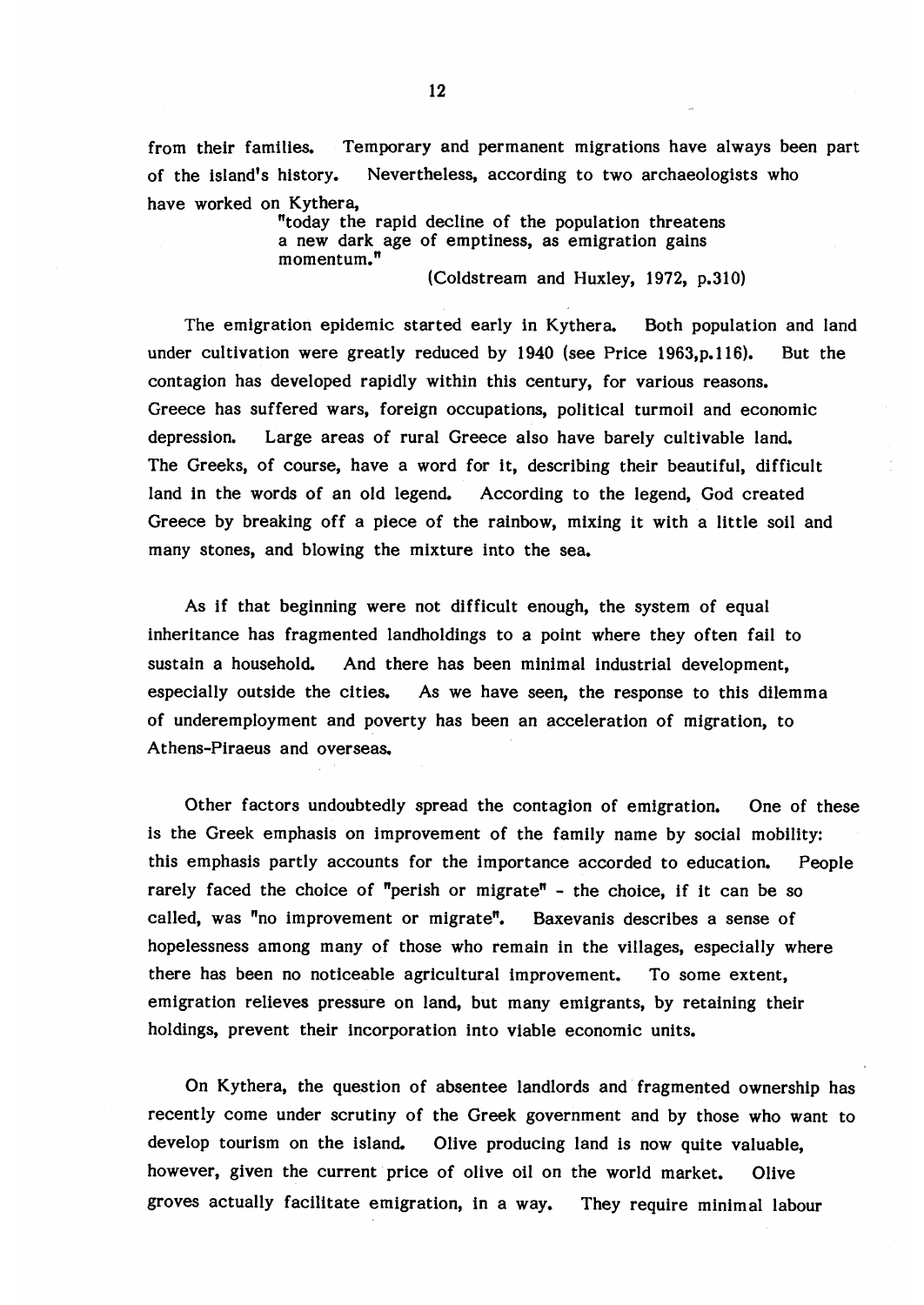from their families. Temporary and permanent migrations have always been part of the island's history. Nevertheless, according to two archaeologists who have worked on Kythera,

> "today the rapid decline of the population threatens a new dark age of emptiness, as emigration gains momentum."
>
> (Coldstream and Huxley, 1972, p.310)

The emigration epidemic started early in Kythera. Both population and land under cultivation were greatly reduced by 1940 (see Price 1963,p.116). But the contagion has developed rapidly within this century, for various reasons. Greece has suffered wars, foreign occupations, political turmoil and economic depression. Large areas of rural Greece also have barely cultivable land. The Greeks, of course, have a word for it, describing their beautiful, difficult land in the words of an old legend. According to the legend, God created Greece by breaking off a piece of the rainbow, mixing it with a little soil and many stones, and blowing the mixture into the sea.

As if that beginning were not difficult enough, the system of equal inheritance has fragmented landholdings to a point where they often fail to sustain a household. And there has been minimal industrial development, especially outside the cities. As we have seen, the response to this dilemma of underemployment and poverty has been an acceleration of migration, to Athens-Piraeus and overseas.

Other factors undoubtedly spread the contagion of emigration. One of these is the Greek emphasis on improvement of the family name by social mobility: this emphasis partly accounts for the importance accorded to education. People rarely faced the choice of "perish or migrate" - the choice, if it can be so called, was "no improvement or migrate". Baxevanis describes a sense of hopelessness among many of those who remain in the villages, especially where there has been no noticeable agricultural improvement. To some extent, emigration relieves pressure on land, but many emigrants, by retaining their holdings, prevent their incorporation into viable economic units.

On Kythera, the question of absentee landlords and fragmented ownership has recently come under scrutiny of the Greek government and by those who want to develop tourism on the island. Olive producing land is now quite valuable, however, given the current price of olive oil on the world market. Olive groves actually facilitate emigration, in a way. They require minimal labour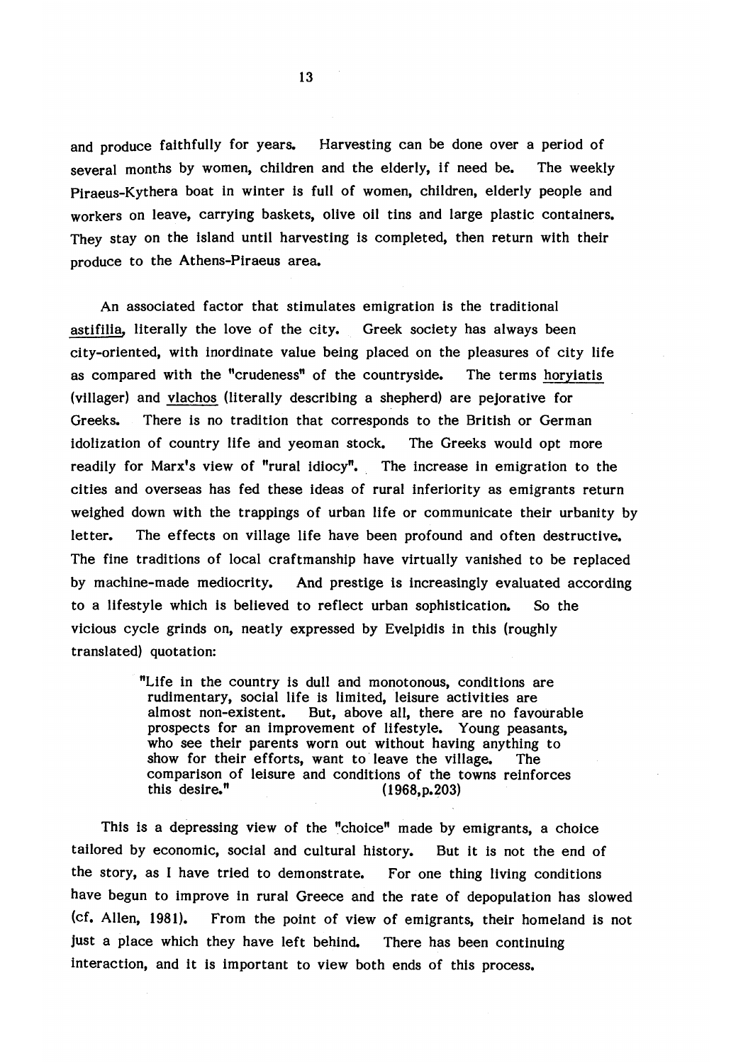and produce faithfully for years. Harvesting can be done over a period of several months by women, children and the elderly, if need be. The weekly Piraeus-Kythera boat in winter is full of women, children, elderly people and workers on leave, carrying baskets, olive oil tins and large plastic containers. They stay on the island until harvesting is completed, then return with their produce to the Athens-Piraeus area.

An associated factor that stimulates emigration is the traditional astifilia, literally the love of the city. Greek society has always been city-oriented, with inordinate value being placed on the pleasures of city life as compared with the "crudeness" of the countryside. The terms horyiatis (villager) and vlachos (literally describing a shepherd) are pejorative for Greeks. There is no tradition that corresponds to the British or German idolization of country life and yeoman stock. The Greeks would opt more readily for Marx's view of "rural idiocy". The increase in emigration to the cities and overseas has fed these ideas of rural inferiority as emigrants return weighed down with the trappings of urban life or communicate their urbanity by letter. The effects on village life have been profound and often destructive. The fine traditions of local craftmanship have virtually vanished to be replaced by machine-made mediocrity. And prestige is increasingly evaluated according to a lifestyle which is believed to reflect urban sophistication. So the vicious cycle grinds on, neatly expressed by Evelpidis in this (roughly translated) quotation:

> "Life in the country is dull and monotonous, conditions are rudimentary, social life is limited, leisure activities are almost non-existent. But, above all, there are no favourable prospects for an improvement of lifestyle. Young peasants, who see their parents worn out without having anything to show for their efforts, want to leave the village. The comparison of leisure and conditions of the towns reinforces this desire." (1968,p.203)

This is a depressing view of the "choice" made by emigrants, a choice tailored by economic, social and cultural history. But it is not the end of the story, as I have tried to demonstrate. For one thing living conditions have begun to improve in rural Greece and the rate of depopulation has slowed (cf. Allen, 1981). From the point of view of emigrants, their homeland is not just a place which they have left behind. There has been continuing interaction, and it is important to view both ends of this process.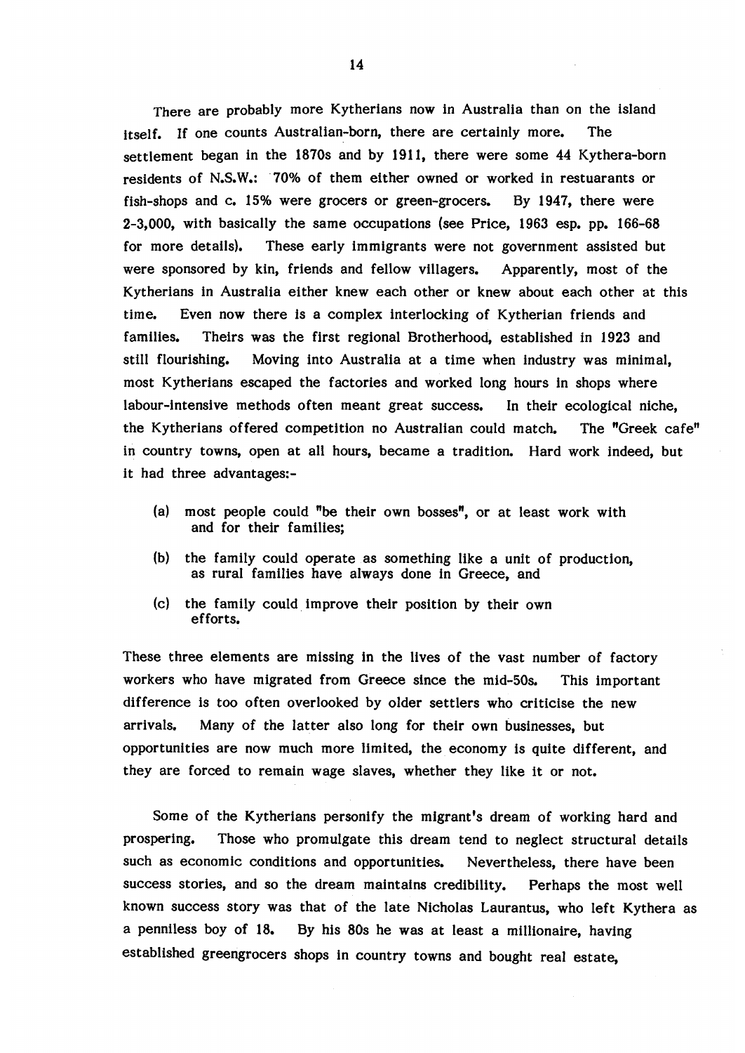There are probably more Kytherians now in Australia than on the island itself. If one counts Australian-born, there are certainly more. The settlement began in the 1870s and by 1911, there were some 44 Kythera-born residents of N.S.W.: 70% of them either owned or worked in restuarants or fish-shops and c. 15% were grocers or green-grocers. By 1947, there were 2-3,000, with basically the same occupations (see Price, 1963 esp. pp. 166-68 for more details). These early immigrants were not government assisted but were sponsored by kin, friends and fellow villagers. Apparently, most of the Kytherians in Australia either knew each other or knew about each other at this time. Even now there is a complex interlocking of Kytherian friends and families. Theirs was the first regional Brotherhood, established in 1923 and still flourishing. Moving into Australia at a time when industry was minimal, most Kytherians escaped the factories and worked long hours in shops where labour-intensive methods often meant great success. In their ecological niche, the Kytherians offered competition no Australian could match. The "Greek cafe" in country towns, open at all hours, became a tradition. Hard work indeed, but it had three advantages:-

(a) most people could "be their own bosses", or at least work with and for their families;

(b) the family could operate as something like a unit of production, as rural families have always done in Greece, and

(c) the family could improve their position by their own efforts.

These three elements are missing in the lives of the vast number of factory workers who have migrated from Greece since the mid-50s. This important difference is too often overlooked by older settlers who criticise the new arrivals. Many of the latter also long for their own businesses, but opportunities are now much more limited, the economy is quite different, and they are forced to remain wage slaves, whether they like it or not.

Some of the Kytherians personify the migrant's dream of working hard and prospering. Those who promulgate this dream tend to neglect structural details such as economic conditions and opportunities. Nevertheless, there have been success stories, and so the dream maintains credibility. Perhaps the most well known success story was that of the late Nicholas Laurantus, who left Kythera as a penniless boy of 18. By his 80s he was at least a millionaire, having established greengrocers shops in country towns and bought real estate,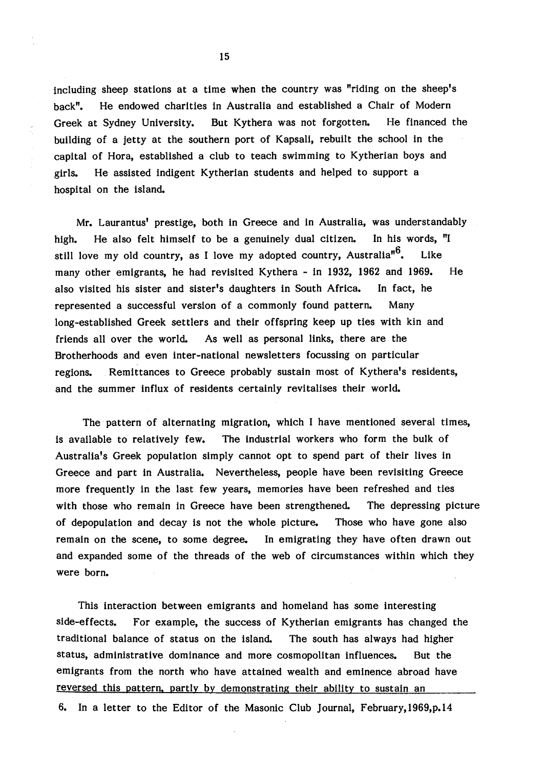including sheep stations at a time when the country was "riding on the sheep's back". He endowed charities in Australia and established a Chair of Modern Greek at Sydney University. But Kythera was not forgotten. He financed the building of a jetty at the southern port of Kapsali, rebuilt the school in the capital of Hora, established a club to teach swimming to Kytherian boys and girls. He assisted indigent Kytherian students and helped to support a hospital on the island.

Mr. Laurantus' prestige, both in Greece and in Australia, was understandably high. He also felt himself to be a genuinely dual citizen. In his words, "I still love my old country, as I love my adopted country, Australia"[6]. Like many other emigrants, he had revisited Kythera - in 1932, 1962 and 1969. He also visited his sister and sister's daughters in South Africa. In fact, he represented a successful version of a commonly found pattern. Many long-established Greek settlers and their offspring keep up ties with kin and friends all over the world. As well as personal links, there are the Brotherhoods and even inter-national newsletters focussing on particular regions. Remittances to Greece probably sustain most of Kythera's residents, and the summer influx of residents certainly revitalises their world.

The pattern of alternating migration, which I have mentioned several times, is available to relatively few. The industrial workers who form the bulk of Australia's Greek population simply cannot opt to spend part of their lives in Greece and part in Australia. Nevertheless, people have been revisiting Greece more frequently in the last few years, memories have been refreshed and ties with those who remain in Greece have been strengthened. The depressing picture of depopulation and decay is not the whole picture. Those who have gone also remain on the scene, to some degree. In emigrating they have often drawn out and expanded some of the threads of the web of circumstances within which they were born.

This interaction between emigrants and homeland has some interesting side-effects. For example, the success of Kytherian emigrants has changed the traditional balance of status on the island. The south has always had higher status, administrative dominance and more cosmopolitan influences. But the emigrants from the north who have attained wealth and eminence abroad have reversed this pattern, partly by demonstrating their ability to sustain an

6. In a letter to the Editor of the Masonic Club Journal, February,1969,p.14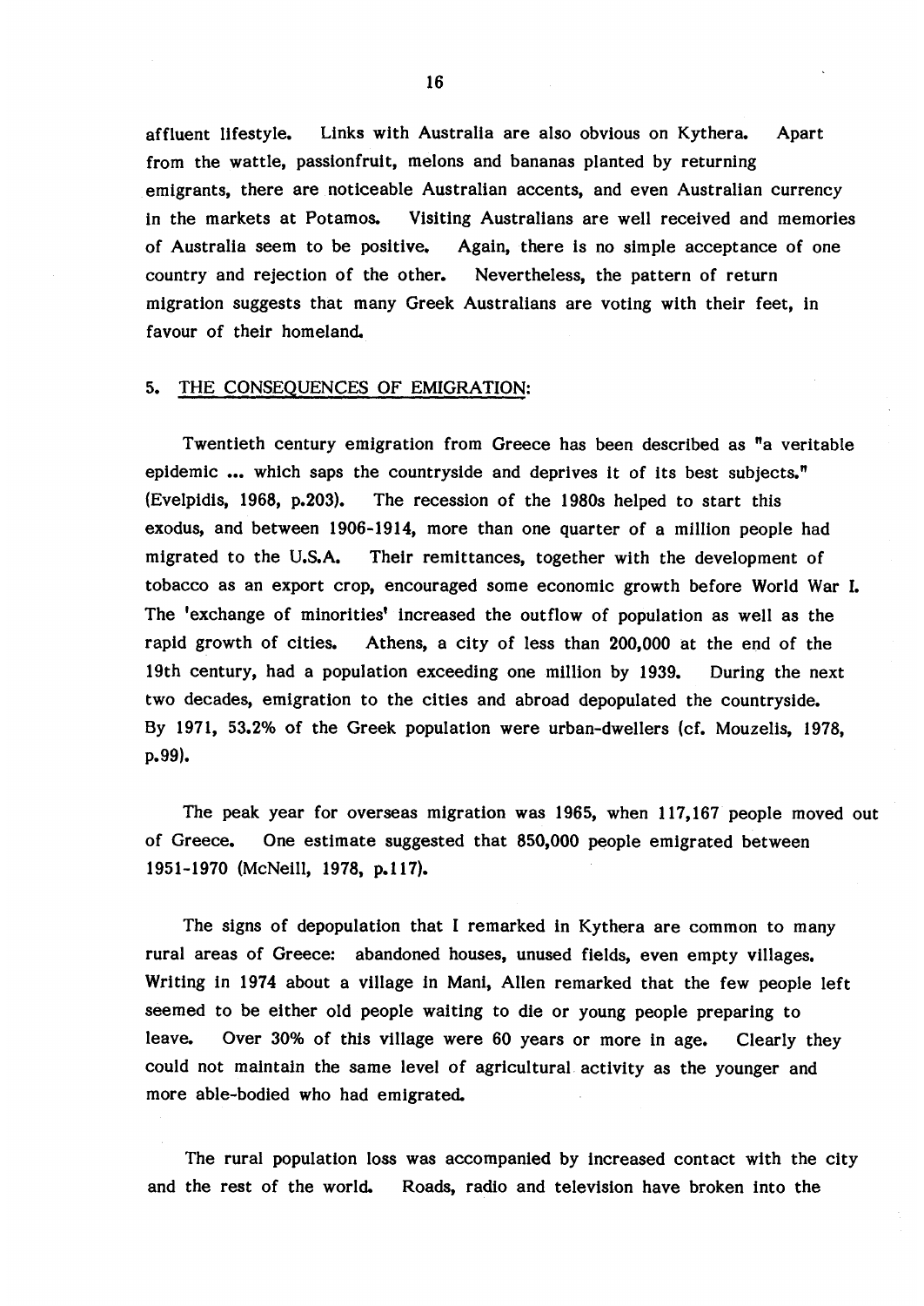affluent lifestyle. Links with Australia are also obvious on Kythera. Apart from the wattle, passionfruit, melons and bananas planted by returning emigrants, there are noticeable Australian accents, and even Australian currency in the markets at Potamos. Visiting Australians are well received and memories of Australia seem to be positive. Again, there is no simple acceptance of one country and rejection of the other. Nevertheless, the pattern of return migration suggests that many Greek Australians are voting with their feet, in favour of their homeland.

## 5. THE CONSEQUENCES OF EMIGRATION:

Twentieth century emigration from Greece has been described as "a veritable epidemic ... which saps the countryside and deprives it of its best subjects." (Evelpidis, 1968, p.203). The recession of the 1980s helped to start this exodus, and between 1906-1914, more than one quarter of a million people had migrated to the U.S.A. Their remittances, together with the development of tobacco as an export crop, encouraged some economic growth before World War I. The 'exchange of minorities' increased the outflow of population as well as the rapid growth of cities. Athens, a city of less than 200,000 at the end of the 19th century, had a population exceeding one million by 1939. During the next two decades, emigration to the cities and abroad depopulated the countryside. By 1971, 53.2% of the Greek population were urban-dwellers (cf. Mouzelis, 1978, p.99).

The peak year for overseas migration was 1965, when 117,167 people moved out of Greece. One estimate suggested that 850,000 people emigrated between 1951-1970 (McNeill, 1978, p.117).

The signs of depopulation that I remarked in Kythera are common to many rural areas of Greece: abandoned houses, unused fields, even empty villages. Writing in 1974 about a village in Mani, Allen remarked that the few people left seemed to be either old people waiting to die or young people preparing to leave. Over 30% of this village were 60 years or more in age. Clearly they could not maintain the same level of agricultural activity as the younger and more able-bodied who had emigrated.

The rural population loss was accompanied by increased contact with the city and the rest of the world. Roads, radio and television have broken into the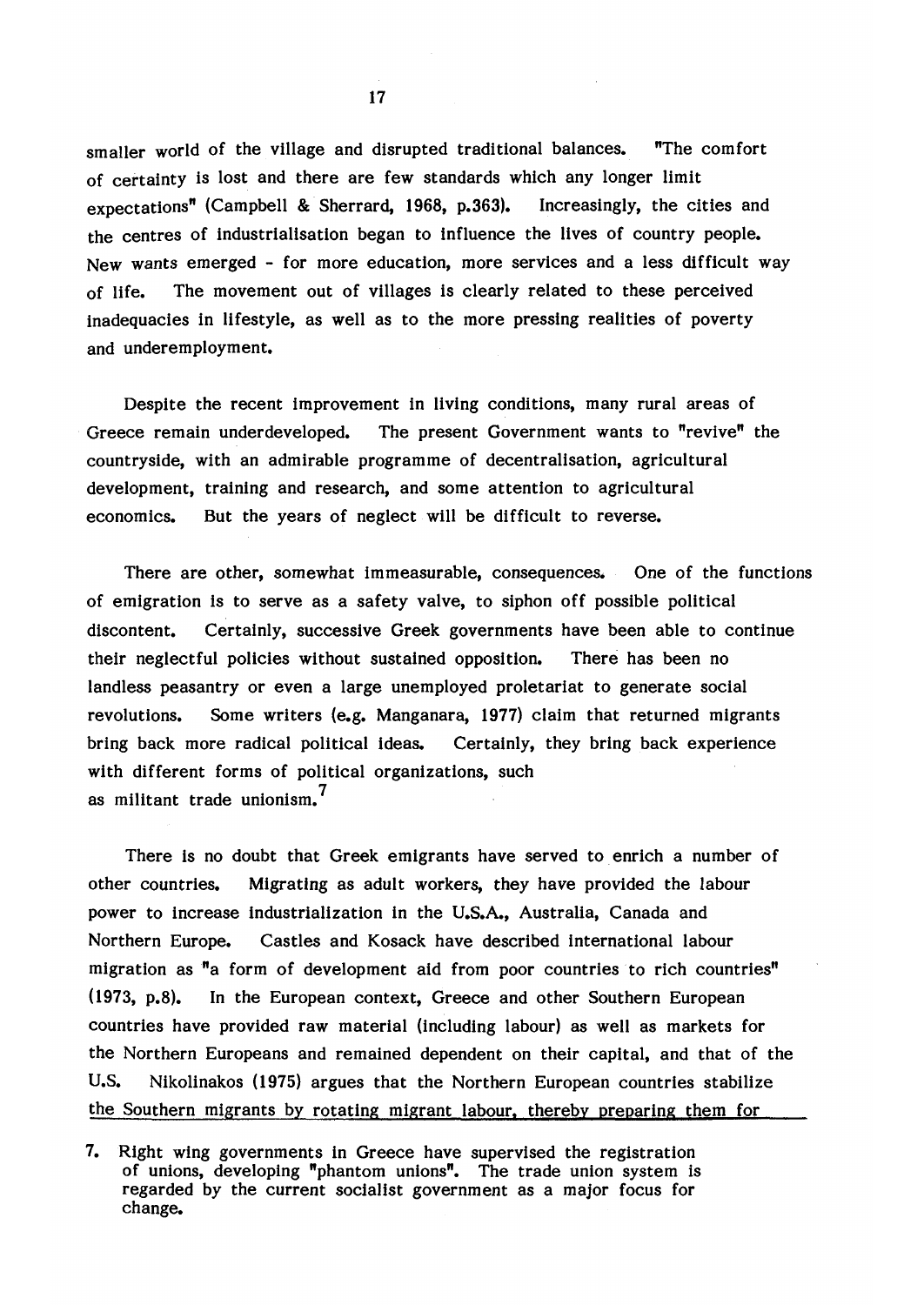smaller world of the village and disrupted traditional balances. "The comfort of certainty is lost and there are few standards which any longer limit expectations" (Campbell & Sherrard, 1968, p.363). Increasingly, the cities and the centres of industrialisation began to influence the lives of country people. New wants emerged - for more education, more services and a less difficult way of life. The movement out of villages is clearly related to these perceived inadequacies in lifestyle, as well as to the more pressing realities of poverty and underemployment.

Despite the recent improvement in living conditions, many rural areas of Greece remain underdeveloped. The present Government wants to "revive" the countryside, with an admirable programme of decentralisation, agricultural development, training and research, and some attention to agricultural economics. But the years of neglect will be difficult to reverse.

There are other, somewhat immeasurable, consequences. One of the functions of emigration is to serve as a safety valve, to siphon off possible political discontent. Certainly, successive Greek governments have been able to continue their neglectful policies without sustained opposition. There has been no landless peasantry or even a large unemployed proletariat to generate social revolutions. Some writers (e.g. Manganara, 1977) claim that returned migrants bring back more radical political ideas. Certainly, they bring back experience with different forms of political organizations, such as militant trade unionism.[7]

There is no doubt that Greek emigrants have served to enrich a number of other countries. Migrating as adult workers, they have provided the labour power to increase industrialization in the U.S.A., Australia, Canada and Northern Europe. Castles and Kosack have described international labour migration as "a form of development aid from poor countries to rich countries" (1973, p.8). In the European context, Greece and other Southern European countries have provided raw material (including labour) as well as markets for the Northern Europeans and remained dependent on their capital, and that of the U.S. Nikolinakos (1975) argues that the Northern European countries stabilize the Southern migrants by rotating migrant labour, thereby preparing them for

7. Right wing governments in Greece have supervised the registration of unions, developing "phantom unions". The trade union system is regarded by the current socialist government as a major focus for change.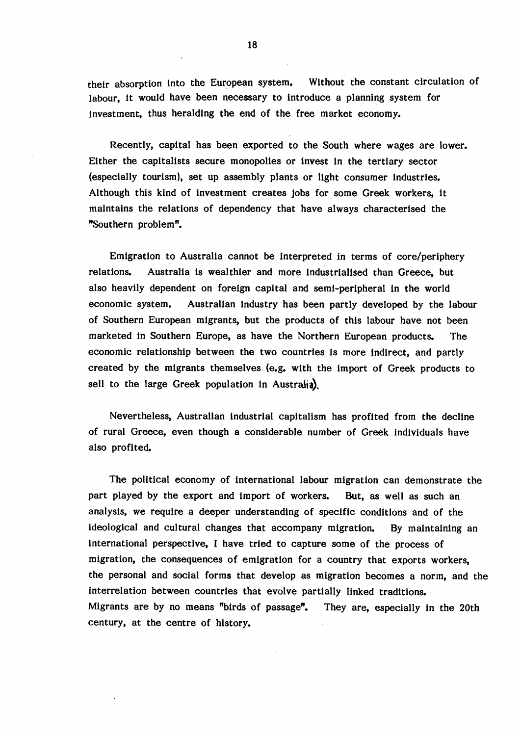their absorption into the European system. Without the constant circulation of labour, it would have been necessary to introduce a planning system for investment, thus heralding the end of the free market economy.

Recently, capital has been exported to the South where wages are lower. Either the capitalists secure monopolies or invest in the tertiary sector (especially tourism), set up assembly plants or light consumer industries. Although this kind of investment creates jobs for some Greek workers, it maintains the relations of dependency that have always characterised the "Southern problem".

Emigration to Australia cannot be interpreted in terms of core/periphery relations. Australia is wealthier and more industrialised than Greece, but also heavily dependent on foreign capital and semi-peripheral in the world economic system. Australian industry has been partly developed by the labour of Southern European migrants, but the products of this labour have not been marketed in Southern Europe, as have the Northern European products. The economic relationship between the two countries is more indirect, and partly created by the migrants themselves (e.g. with the import of Greek products to sell to the large Greek population in Australia).

Nevertheless, Australian industrial capitalism has profited from the decline of rural Greece, even though a considerable number of Greek individuals have also profited.

The political economy of international labour migration can demonstrate the part played by the export and import of workers. But, as well as such an analysis, we require a deeper understanding of specific conditions and of the ideological and cultural changes that accompany migration. By maintaining an international perspective, I have tried to capture some of the process of migration, the consequences of emigration for a country that exports workers, the personal and social forms that develop as migration becomes a norm, and the interrelation between countries that evolve partially linked traditions. Migrants are by no means "birds of passage". They are, especially in the 20th century, at the centre of history.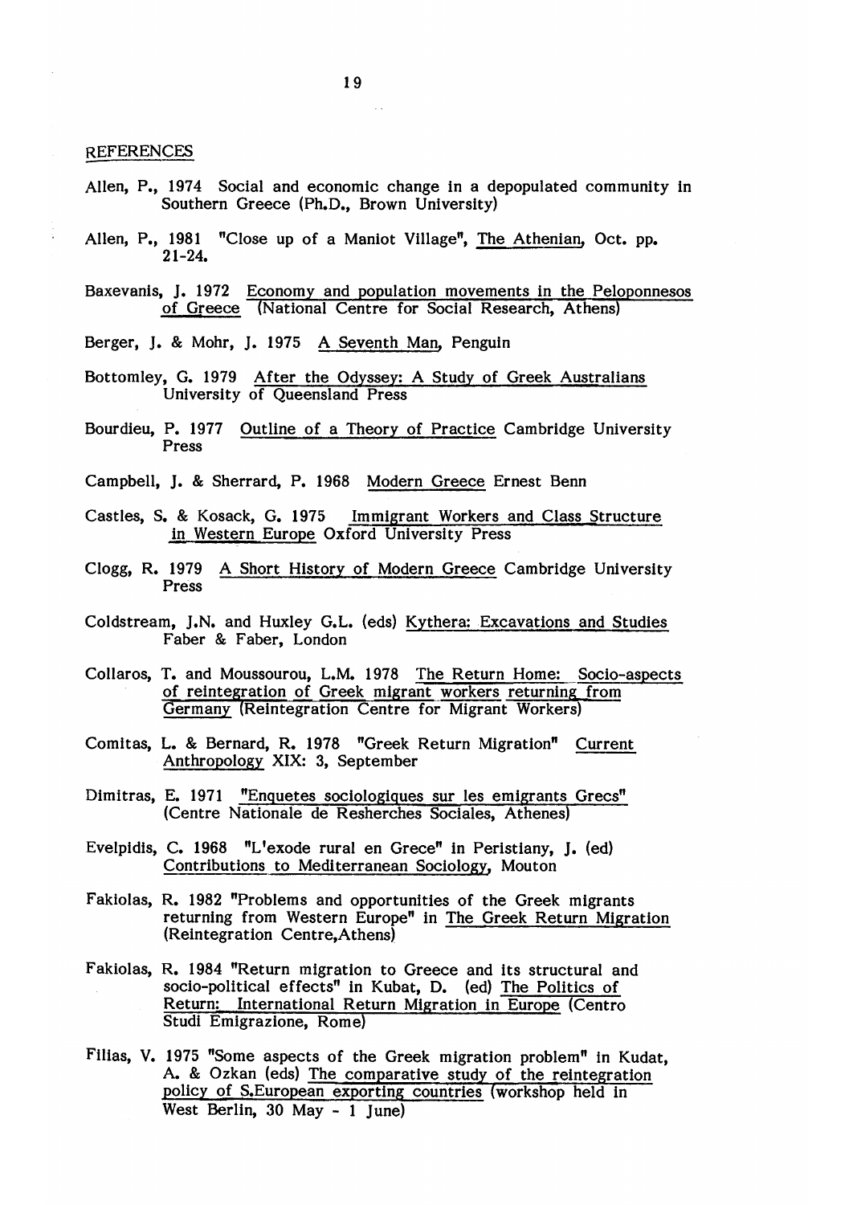## REFERENCES

Allen, P., 1974 Social and economic change in a depopulated community in Southern Greece (Ph.D., Brown University)

Allen, P., 1981 "Close up of a Maniot Village", The Athenian, Oct. pp. 21-24.

Baxevanis, J. 1972 Economy and population movements in the Peloponnesos of Greece (National Centre for Social Research, Athens)

Berger, J. & Mohr, J. 1975 A Seventh Man, Penguin

Bottomley, G. 1979 After the Odyssey: A Study of Greek Australians University of Queensland Press

Bourdieu, P. 1977 Outline of a Theory of Practice Cambridge University Press

Campbell, J. & Sherrard, P. 1968 Modern Greece Ernest Benn

Castles, S. & Kosack, G. 1975 Immigrant Workers and Class Structure in Western Europe Oxford University Press

Clogg, R. 1979 A Short History of Modern Greece Cambridge University Press

Coldstream, J.N. and Huxley G.L. (eds) Kythera: Excavations and Studies Faber & Faber, London

Collaros, T. and Moussourou, L.M. 1978 The Return Home: Socio-aspects of reintegration of Greek migrant workers returning from Germany (Reintegration Centre for Migrant Workers)

Comitas, L. & Bernard, R. 1978 "Greek Return Migration" Current Anthropology XIX: 3, September

Dimitras, E. 1971 "Enquetes sociologiques sur les emigrants Grecs" (Centre Nationale de Resherches Sociales, Athenes)

Evelpidis, C. 1968 "L'exode rural en Grece" in Peristiany, J. (ed) Contributions to Mediterranean Sociology, Mouton

Fakiolas, R. 1982 "Problems and opportunities of the Greek migrants returning from Western Europe" in The Greek Return Migration (Reintegration Centre,Athens)

Fakiolas, R. 1984 "Return migration to Greece and its structural and socio-political effects" in Kubat, D. (ed) The Politics of Return: International Return Migration in Europe (Centro Studi Emigrazione, Rome)

Filias, V. 1975 "Some aspects of the Greek migration problem" in Kudat, A. & Ozkan (eds) The comparative study of the reintegration policy of S.European exporting countries (workshop held in West Berlin, 30 May - 1 June)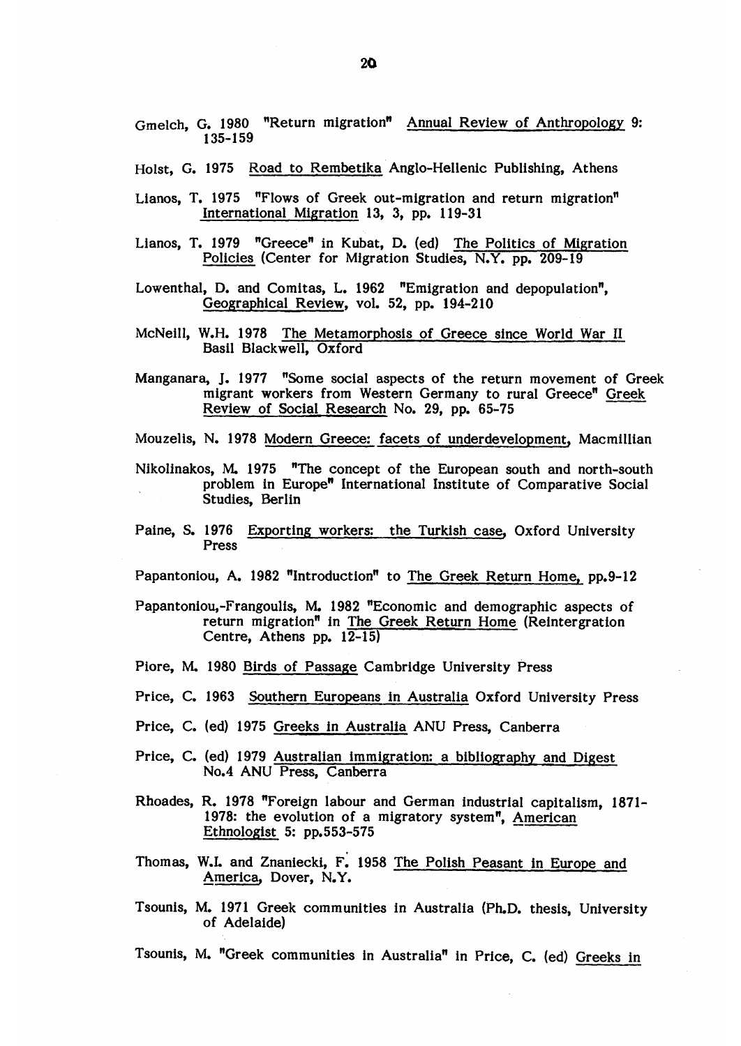Gmelch, G. 1980 "Return migration" Annual Review of Anthropology 9: 135-159

Holst, G. 1975 Road to Rembetika Anglo-Hellenic Publishing, Athens

Lianos, T. 1975 "Flows of Greek out-migration and return migration" International Migration 13, 3, pp. 119-31

Lianos, T. 1979 "Greece" in Kubat, D. (ed) The Politics of Migration Policies (Center for Migration Studies, N.Y. pp. 209-19

Lowenthal, D. and Comitas, L. 1962 "Emigration and depopulation", Geographical Review, vol. 52, pp. 194-210

McNeill, W.H. 1978 The Metamorphosis of Greece since World War II Basil Blackwell, Oxford

Manganara, J. 1977 "Some social aspects of the return movement of Greek migrant workers from Western Germany to rural Greece" Greek Review of Social Research No. 29, pp. 65-75

Mouzelis, N. 1978 Modern Greece: facets of underdevelopment, Macmillian

Nikolinakos, M. 1975 "The concept of the European south and north-south problem in Europe" International Institute of Comparative Social Studies, Berlin

Paine, S. 1976 Exporting workers: the Turkish case, Oxford University Press

Papantoniou, A. 1982 "Introduction" to The Greek Return Home, pp.9-12

Papantoniou,-Frangoulis, M. 1982 "Economic and demographic aspects of return migration" in The Greek Return Home (Reintergration Centre, Athens pp. 12-15)

Piore, M. 1980 Birds of Passage Cambridge University Press

Price, C. 1963 Southern Europeans in Australia Oxford University Press

Price, C. (ed) 1975 Greeks in Australia ANU Press, Canberra

Price, C. (ed) 1979 Australian immigration: a bibliography and Digest No.4 ANU Press, Canberra

Rhoades, R. 1978 "Foreign labour and German industrial capitalism, 1871-1978: the evolution of a migratory system", American Ethnologist 5: pp.553-575

Thomas, W.I. and Znaniecki, F. 1958 The Polish Peasant in Europe and America, Dover, N.Y.

Tsounis, M. 1971 Greek communities in Australia (Ph.D. thesis, University of Adelaide)

Tsounis, M. "Greek communities in Australia" in Price, C. (ed) Greeks in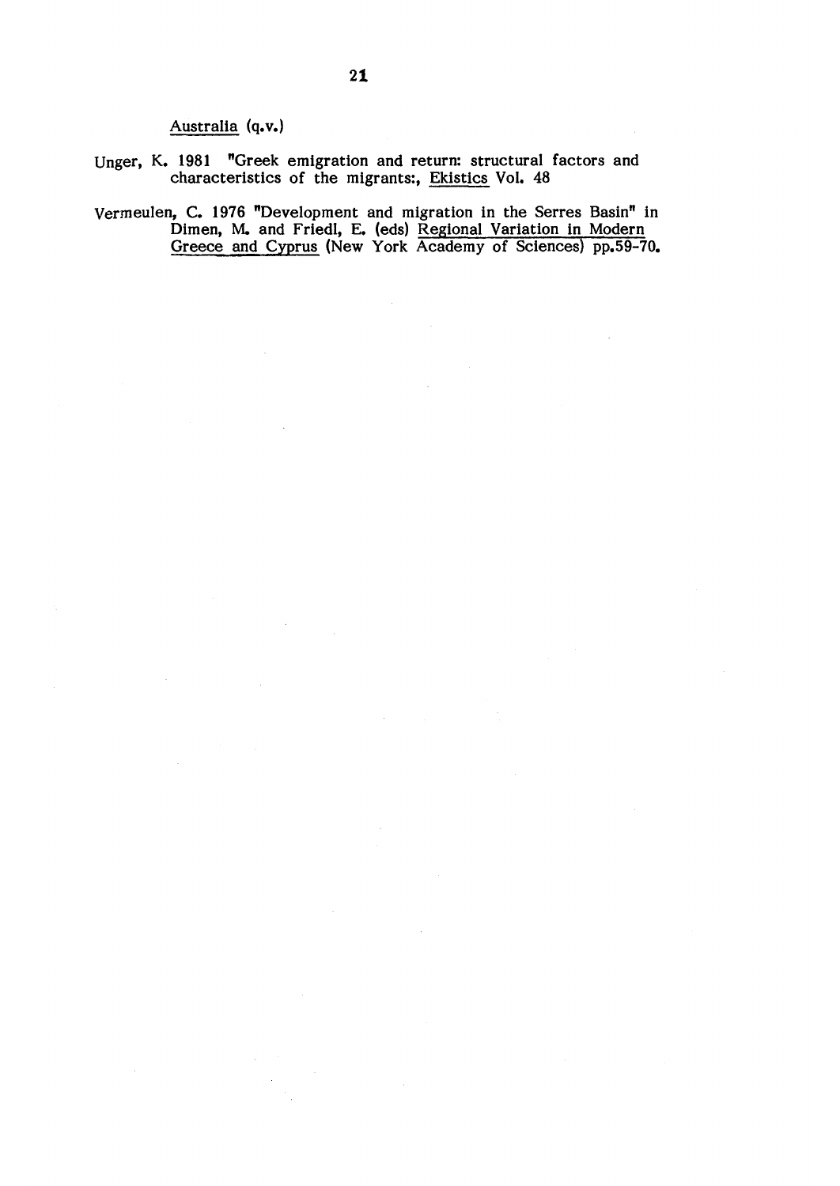Australia (q.v.)

Unger, K. 1981 "Greek emigration and return: structural factors and characteristics of the migrants:, Ekistics Vol. 48

Vermeulen, C. 1976 "Development and migration in the Serres Basin" in Dimen, M. and Friedl, E. (eds) Regional Variation in Modern Greece and Cyprus (New York Academy of Sciences) pp.59-70.